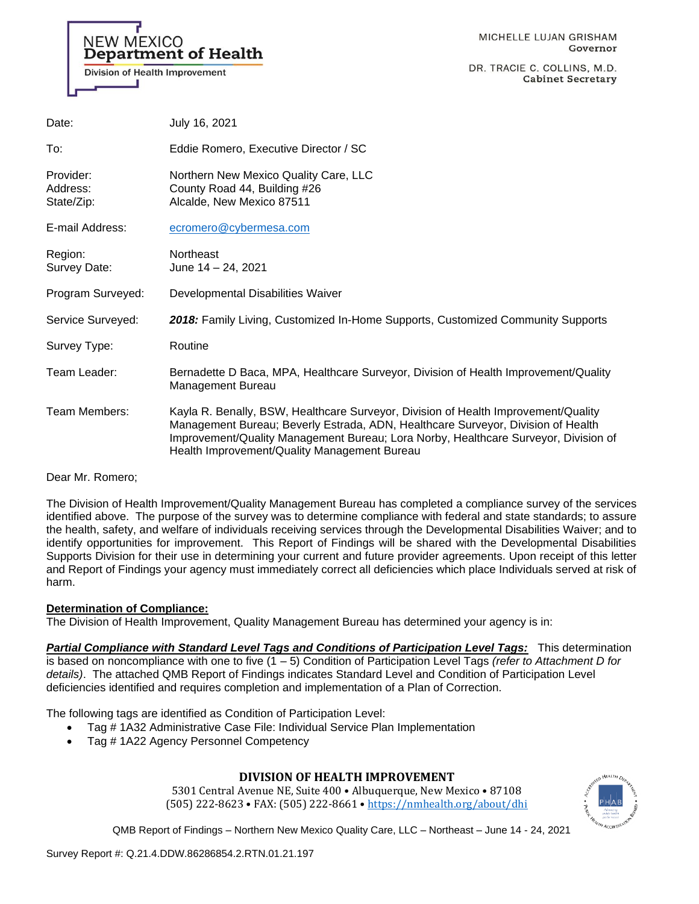NEW MEXICO
**Department of Health**
Division of Health Improvement

MICHELLE LUJAN GRISHAM
**Governor**

DR. TRACIE C. COLLINS, M.D.
**Cabinet Secretary**

| | |
|---|---|
| Date: | July 16, 2021 |
| To: | Eddie Romero, Executive Director / SC |
| Provider:<br>Address:<br>State/Zip: | Northern New Mexico Quality Care, LLC<br>County Road 44, Building #26<br>Alcalde, New Mexico 87511 |
| E-mail Address: | ecromero@cybermesa.com |
| Region:<br>Survey Date: | Northeast<br>June 14 – 24, 2021 |
| Program Surveyed: | Developmental Disabilities Waiver |
| Service Surveyed: | ***2018:*** Family Living, Customized In-Home Supports, Customized Community Supports |
| Survey Type: | Routine |
| Team Leader: | Bernadette D Baca, MPA, Healthcare Surveyor, Division of Health Improvement/Quality Management Bureau |
| Team Members: | Kayla R. Benally, BSW, Healthcare Surveyor, Division of Health Improvement/Quality Management Bureau; Beverly Estrada, ADN, Healthcare Surveyor, Division of Health Improvement/Quality Management Bureau; Lora Norby, Healthcare Surveyor, Division of Health Improvement/Quality Management Bureau |

Dear Mr. Romero;

The Division of Health Improvement/Quality Management Bureau has completed a compliance survey of the services identified above. The purpose of the survey was to determine compliance with federal and state standards; to assure the health, safety, and welfare of individuals receiving services through the Developmental Disabilities Waiver; and to identify opportunities for improvement. This Report of Findings will be shared with the Developmental Disabilities Supports Division for their use in determining your current and future provider agreements. Upon receipt of this letter and Report of Findings your agency must immediately correct all deficiencies which place Individuals served at risk of harm.

**Determination of Compliance:**

The Division of Health Improvement, Quality Management Bureau has determined your agency is in:

***Partial Compliance with Standard Level Tags and Conditions of Participation Level Tags:*** This determination is based on noncompliance with one to five (1 – 5) Condition of Participation Level Tags *(refer to Attachment D for details)*. The attached QMB Report of Findings indicates Standard Level and Condition of Participation Level deficiencies identified and requires completion and implementation of a Plan of Correction.

The following tags are identified as Condition of Participation Level:

- Tag # 1A32 Administrative Case File: Individual Service Plan Implementation
- Tag # 1A22 Agency Personnel Competency

**DIVISION OF HEALTH IMPROVEMENT**
5301 Central Avenue NE, Suite 400 • Albuquerque, New Mexico • 87108
(505) 222-8623 • FAX: (505) 222-8661 • https://nmhealth.org/about/dhi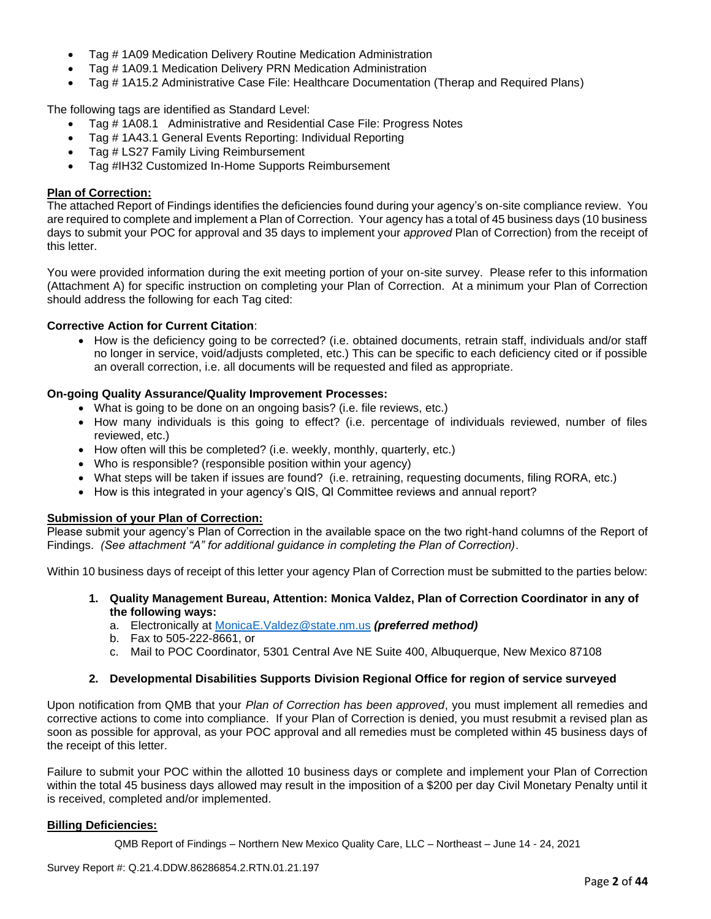- Tag # 1A09 Medication Delivery Routine Medication Administration
- Tag # 1A09.1 Medication Delivery PRN Medication Administration
- Tag # 1A15.2 Administrative Case File: Healthcare Documentation (Therap and Required Plans)

The following tags are identified as Standard Level:

- Tag # 1A08.1 Administrative and Residential Case File: Progress Notes
- Tag # 1A43.1 General Events Reporting: Individual Reporting
- Tag # LS27 Family Living Reimbursement
- Tag #IH32 Customized In-Home Supports Reimbursement

**Plan of Correction:**

The attached Report of Findings identifies the deficiencies found during your agency's on-site compliance review. You are required to complete and implement a Plan of Correction. Your agency has a total of 45 business days (10 business days to submit your POC for approval and 35 days to implement your *approved* Plan of Correction) from the receipt of this letter.

You were provided information during the exit meeting portion of your on-site survey. Please refer to this information (Attachment A) for specific instruction on completing your Plan of Correction. At a minimum your Plan of Correction should address the following for each Tag cited:

**Corrective Action for Current Citation**:

- How is the deficiency going to be corrected? (i.e. obtained documents, retrain staff, individuals and/or staff no longer in service, void/adjusts completed, etc.) This can be specific to each deficiency cited or if possible an overall correction, i.e. all documents will be requested and filed as appropriate.

**On-going Quality Assurance/Quality Improvement Processes:**

- What is going to be done on an ongoing basis? (i.e. file reviews, etc.)
- How many individuals is this going to effect? (i.e. percentage of individuals reviewed, number of files reviewed, etc.)
- How often will this be completed? (i.e. weekly, monthly, quarterly, etc.)
- Who is responsible? (responsible position within your agency)
- What steps will be taken if issues are found? (i.e. retraining, requesting documents, filing RORA, etc.)
- How is this integrated in your agency's QIS, QI Committee reviews and annual report?

**Submission of your Plan of Correction:**

Please submit your agency's Plan of Correction in the available space on the two right-hand columns of the Report of Findings. *(See attachment "A" for additional guidance in completing the Plan of Correction)*.

Within 10 business days of receipt of this letter your agency Plan of Correction must be submitted to the parties below:

1. **Quality Management Bureau, Attention: Monica Valdez, Plan of Correction Coordinator in any of the following ways:**
   a. Electronically at MonicaE.Valdez@state.nm.us ***(preferred method)***
   b. Fax to 505-222-8661, or
   c. Mail to POC Coordinator, 5301 Central Ave NE Suite 400, Albuquerque, New Mexico 87108

2. **Developmental Disabilities Supports Division Regional Office for region of service surveyed**

Upon notification from QMB that your *Plan of Correction has been approved*, you must implement all remedies and corrective actions to come into compliance. If your Plan of Correction is denied, you must resubmit a revised plan as soon as possible for approval, as your POC approval and all remedies must be completed within 45 business days of the receipt of this letter.

Failure to submit your POC within the allotted 10 business days or complete and implement your Plan of Correction within the total 45 business days allowed may result in the imposition of a $200 per day Civil Monetary Penalty until it is received, completed and/or implemented.

**Billing Deficiencies:**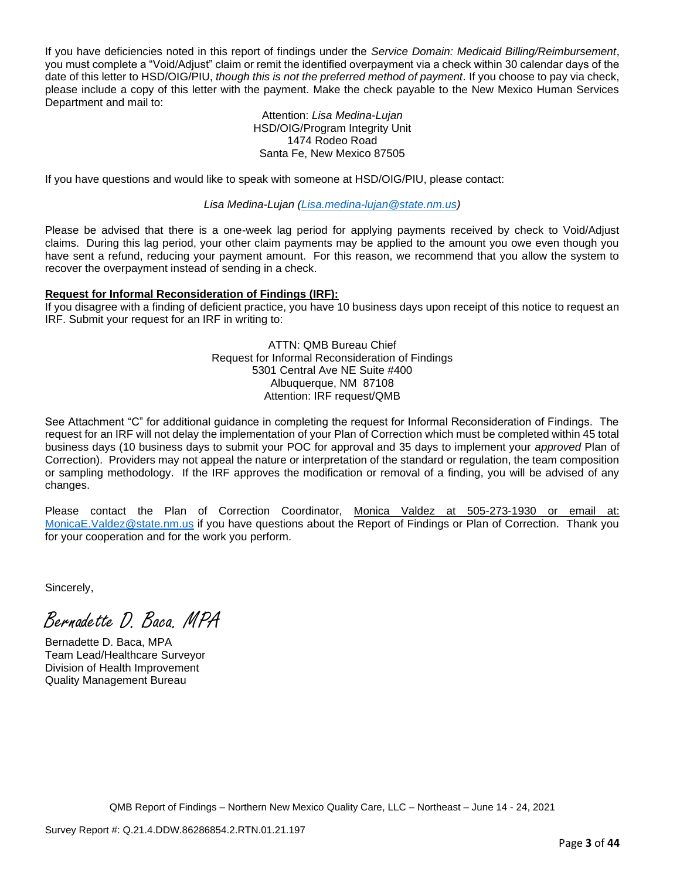If you have deficiencies noted in this report of findings under the *Service Domain: Medicaid Billing/Reimbursement*, you must complete a "Void/Adjust" claim or remit the identified overpayment via a check within 30 calendar days of the date of this letter to HSD/OIG/PIU, *though this is not the preferred method of payment*. If you choose to pay via check, please include a copy of this letter with the payment. Make the check payable to the New Mexico Human Services Department and mail to:

Attention: *Lisa Medina-Lujan*
HSD/OIG/Program Integrity Unit
1474 Rodeo Road
Santa Fe, New Mexico 87505

If you have questions and would like to speak with someone at HSD/OIG/PIU, please contact:

*Lisa Medina-Lujan (Lisa.medina-lujan@state.nm.us)*

Please be advised that there is a one-week lag period for applying payments received by check to Void/Adjust claims. During this lag period, your other claim payments may be applied to the amount you owe even though you have sent a refund, reducing your payment amount. For this reason, we recommend that you allow the system to recover the overpayment instead of sending in a check.

**Request for Informal Reconsideration of Findings (IRF):**

If you disagree with a finding of deficient practice, you have 10 business days upon receipt of this notice to request an IRF. Submit your request for an IRF in writing to:

ATTN: QMB Bureau Chief
Request for Informal Reconsideration of Findings
5301 Central Ave NE Suite #400
Albuquerque, NM 87108
Attention: IRF request/QMB

See Attachment "C" for additional guidance in completing the request for Informal Reconsideration of Findings. The request for an IRF will not delay the implementation of your Plan of Correction which must be completed within 45 total business days (10 business days to submit your POC for approval and 35 days to implement your *approved* Plan of Correction). Providers may not appeal the nature or interpretation of the standard or regulation, the team composition or sampling methodology. If the IRF approves the modification or removal of a finding, you will be advised of any changes.

Please contact the Plan of Correction Coordinator, Monica Valdez at 505-273-1930 or email at: MonicaE.Valdez@state.nm.us if you have questions about the Report of Findings or Plan of Correction. Thank you for your cooperation and for the work you perform.

Sincerely,

*Bernadette D. Baca, MPA*

Bernadette D. Baca, MPA
Team Lead/Healthcare Surveyor
Division of Health Improvement
Quality Management Bureau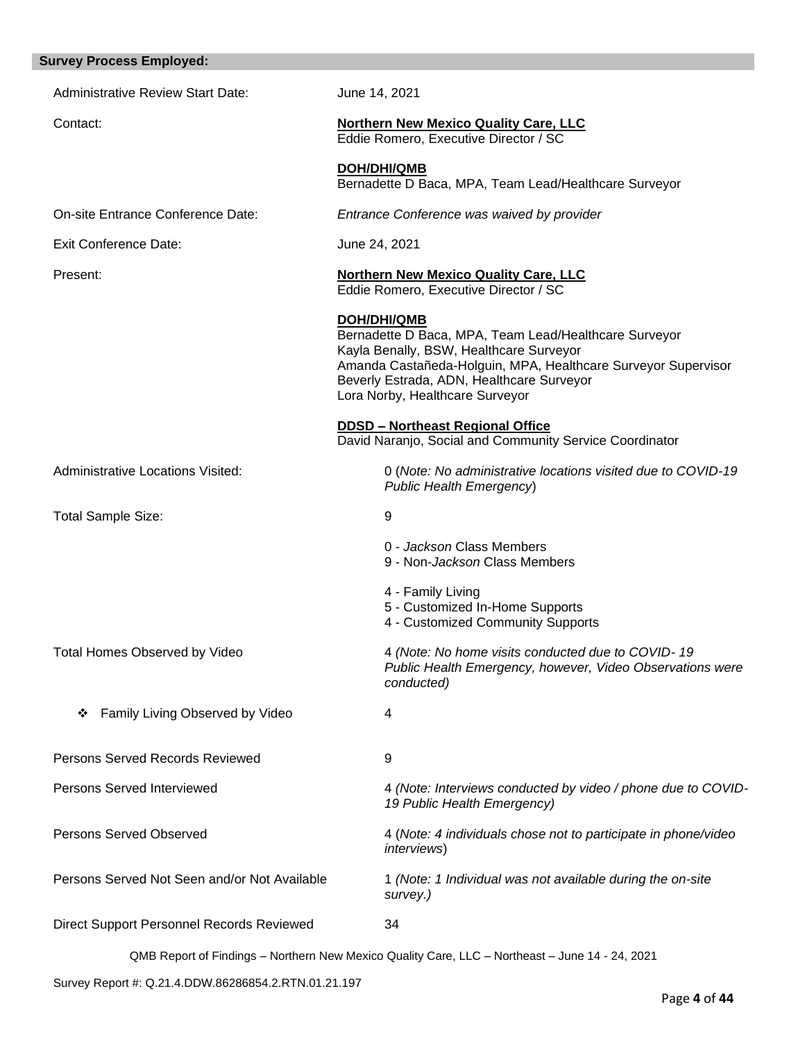## Survey Process Employed:

| | |
|---|---|
| Administrative Review Start Date: | June 14, 2021 |
| Contact: | **Northern New Mexico Quality Care, LLC**<br>Eddie Romero, Executive Director / SC<br><br>**DOH/DHI/QMB**<br>Bernadette D Baca, MPA, Team Lead/Healthcare Surveyor |
| On-site Entrance Conference Date: | *Entrance Conference was waived by provider* |
| Exit Conference Date: | June 24, 2021 |
| Present: | **Northern New Mexico Quality Care, LLC**<br>Eddie Romero, Executive Director / SC<br><br>**DOH/DHI/QMB**<br>Bernadette D Baca, MPA, Team Lead/Healthcare Surveyor<br>Kayla Benally, BSW, Healthcare Surveyor<br>Amanda Castañeda-Holguin, MPA, Healthcare Surveyor Supervisor<br>Beverly Estrada, ADN, Healthcare Surveyor<br>Lora Norby, Healthcare Surveyor<br><br>**DDSD – Northeast Regional Office**<br>David Naranjo, Social and Community Service Coordinator |
| Administrative Locations Visited: | 0 (*Note: No administrative locations visited due to COVID-19 Public Health Emergency*) |
| Total Sample Size: | 9<br><br>0 - *Jackson* Class Members<br>9 - Non-*Jackson* Class Members<br><br>4 - Family Living<br>5 - Customized In-Home Supports<br>4 - Customized Community Supports |
| Total Homes Observed by Video | 4 *(Note: No home visits conducted due to COVID- 19 Public Health Emergency, however, Video Observations were conducted)* |
| ❖ Family Living Observed by Video | 4 |
| Persons Served Records Reviewed | 9 |
| Persons Served Interviewed | 4 *(Note: Interviews conducted by video / phone due to COVID-19 Public Health Emergency)* |
| Persons Served Observed | 4 (*Note: 4 individuals chose not to participate in phone/video interviews*) |
| Persons Served Not Seen and/or Not Available | 1 *(Note: 1 Individual was not available during the on-site survey.)* |
| Direct Support Personnel Records Reviewed | 34 |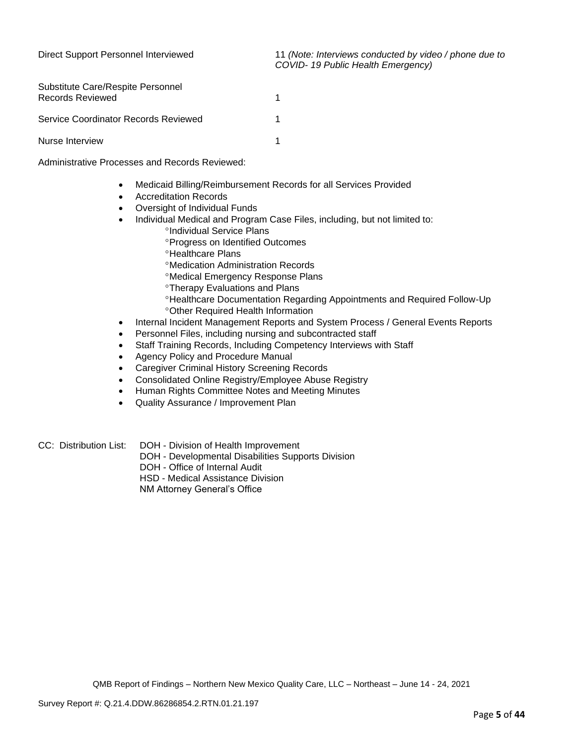Direct Support Personnel Interviewed 11 *(Note: Interviews conducted by video / phone due to COVID- 19 Public Health Emergency)*

Substitute Care/Respite Personnel Records Reviewed 1

Service Coordinator Records Reviewed 1

Nurse Interview 1

Administrative Processes and Records Reviewed:

- Medicaid Billing/Reimbursement Records for all Services Provided
- Accreditation Records
- Oversight of Individual Funds
- Individual Medical and Program Case Files, including, but not limited to:
  - Individual Service Plans
  - Progress on Identified Outcomes
  - Healthcare Plans
  - Medication Administration Records
  - Medical Emergency Response Plans
  - Therapy Evaluations and Plans
  - Healthcare Documentation Regarding Appointments and Required Follow-Up
  - Other Required Health Information
- Internal Incident Management Reports and System Process / General Events Reports
- Personnel Files, including nursing and subcontracted staff
- Staff Training Records, Including Competency Interviews with Staff
- Agency Policy and Procedure Manual
- Caregiver Criminal History Screening Records
- Consolidated Online Registry/Employee Abuse Registry
- Human Rights Committee Notes and Meeting Minutes
- Quality Assurance / Improvement Plan

CC: Distribution List: DOH - Division of Health Improvement
DOH - Developmental Disabilities Supports Division
DOH - Office of Internal Audit
HSD - Medical Assistance Division
NM Attorney General's Office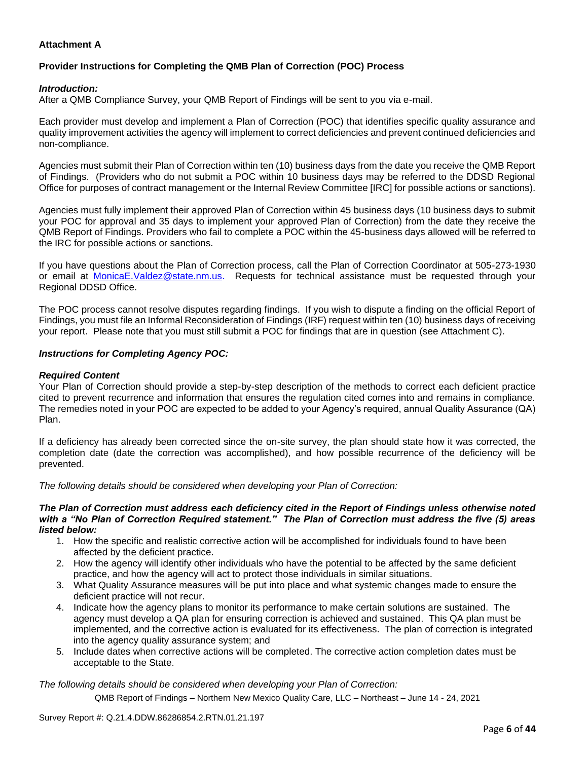**Attachment A**

**Provider Instructions for Completing the QMB Plan of Correction (POC) Process**

***Introduction:***
After a QMB Compliance Survey, your QMB Report of Findings will be sent to you via e-mail.

Each provider must develop and implement a Plan of Correction (POC) that identifies specific quality assurance and quality improvement activities the agency will implement to correct deficiencies and prevent continued deficiencies and non-compliance.

Agencies must submit their Plan of Correction within ten (10) business days from the date you receive the QMB Report of Findings. (Providers who do not submit a POC within 10 business days may be referred to the DDSD Regional Office for purposes of contract management or the Internal Review Committee [IRC] for possible actions or sanctions).

Agencies must fully implement their approved Plan of Correction within 45 business days (10 business days to submit your POC for approval and 35 days to implement your approved Plan of Correction) from the date they receive the QMB Report of Findings. Providers who fail to complete a POC within the 45-business days allowed will be referred to the IRC for possible actions or sanctions.

If you have questions about the Plan of Correction process, call the Plan of Correction Coordinator at 505-273-1930 or email at MonicaE.Valdez@state.nm.us. Requests for technical assistance must be requested through your Regional DDSD Office.

The POC process cannot resolve disputes regarding findings. If you wish to dispute a finding on the official Report of Findings, you must file an Informal Reconsideration of Findings (IRF) request within ten (10) business days of receiving your report. Please note that you must still submit a POC for findings that are in question (see Attachment C).

***Instructions for Completing Agency POC:***

***Required Content***
Your Plan of Correction should provide a step-by-step description of the methods to correct each deficient practice cited to prevent recurrence and information that ensures the regulation cited comes into and remains in compliance. The remedies noted in your POC are expected to be added to your Agency's required, annual Quality Assurance (QA) Plan.

If a deficiency has already been corrected since the on-site survey, the plan should state how it was corrected, the completion date (date the correction was accomplished), and how possible recurrence of the deficiency will be prevented.

*The following details should be considered when developing your Plan of Correction:*

***The Plan of Correction must address each deficiency cited in the Report of Findings unless otherwise noted with a "No Plan of Correction Required statement." The Plan of Correction must address the five (5) areas listed below:***

1. How the specific and realistic corrective action will be accomplished for individuals found to have been affected by the deficient practice.
2. How the agency will identify other individuals who have the potential to be affected by the same deficient practice, and how the agency will act to protect those individuals in similar situations.
3. What Quality Assurance measures will be put into place and what systemic changes made to ensure the deficient practice will not recur.
4. Indicate how the agency plans to monitor its performance to make certain solutions are sustained. The agency must develop a QA plan for ensuring correction is achieved and sustained. This QA plan must be implemented, and the corrective action is evaluated for its effectiveness. The plan of correction is integrated into the agency quality assurance system; and
5. Include dates when corrective actions will be completed. The corrective action completion dates must be acceptable to the State.

*The following details should be considered when developing your Plan of Correction:*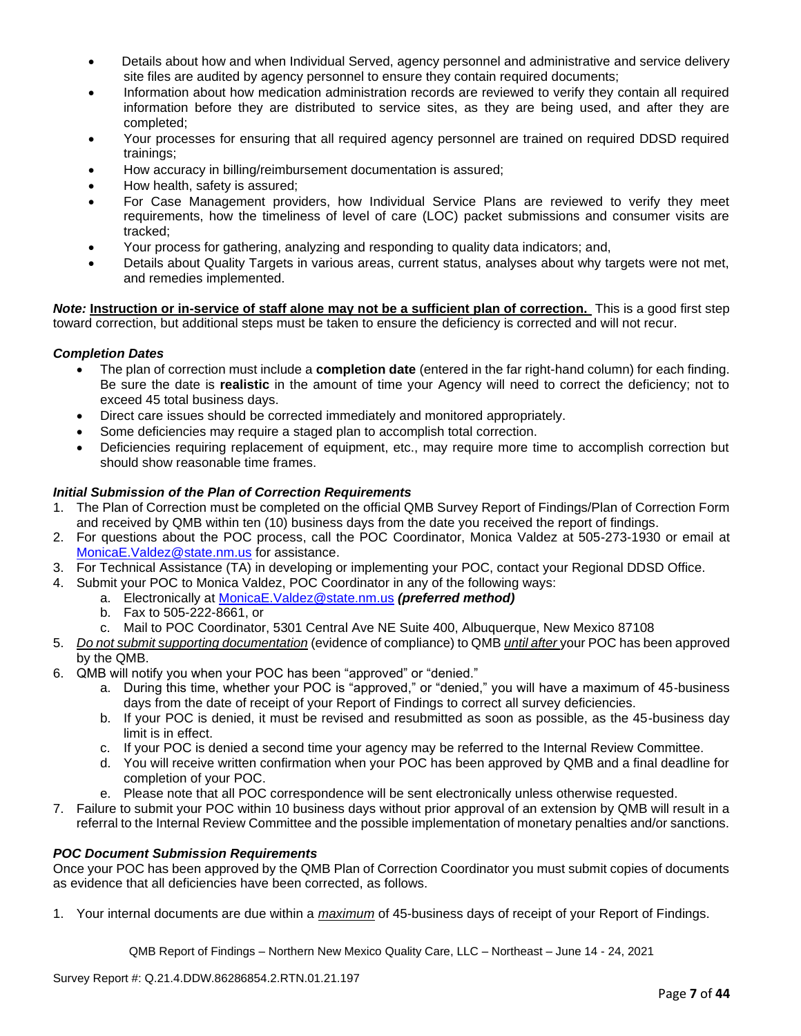- Details about how and when Individual Served, agency personnel and administrative and service delivery site files are audited by agency personnel to ensure they contain required documents;
- Information about how medication administration records are reviewed to verify they contain all required information before they are distributed to service sites, as they are being used, and after they are completed;
- Your processes for ensuring that all required agency personnel are trained on required DDSD required trainings;
- How accuracy in billing/reimbursement documentation is assured;
- How health, safety is assured;
- For Case Management providers, how Individual Service Plans are reviewed to verify they meet requirements, how the timeliness of level of care (LOC) packet submissions and consumer visits are tracked;
- Your process for gathering, analyzing and responding to quality data indicators; and,
- Details about Quality Targets in various areas, current status, analyses about why targets were not met, and remedies implemented.

***Note:*** **Instruction or in-service of staff alone may not be a sufficient plan of correction.** This is a good first step toward correction, but additional steps must be taken to ensure the deficiency is corrected and will not recur.

***Completion Dates***

- The plan of correction must include a **completion date** (entered in the far right-hand column) for each finding. Be sure the date is **realistic** in the amount of time your Agency will need to correct the deficiency; not to exceed 45 total business days.
- Direct care issues should be corrected immediately and monitored appropriately.
- Some deficiencies may require a staged plan to accomplish total correction.
- Deficiencies requiring replacement of equipment, etc., may require more time to accomplish correction but should show reasonable time frames.

***Initial Submission of the Plan of Correction Requirements***

1. The Plan of Correction must be completed on the official QMB Survey Report of Findings/Plan of Correction Form and received by QMB within ten (10) business days from the date you received the report of findings.
2. For questions about the POC process, call the POC Coordinator, Monica Valdez at 505-273-1930 or email at MonicaE.Valdez@state.nm.us for assistance.
3. For Technical Assistance (TA) in developing or implementing your POC, contact your Regional DDSD Office.
4. Submit your POC to Monica Valdez, POC Coordinator in any of the following ways:
   a. Electronically at MonicaE.Valdez@state.nm.us ***(preferred method)***
   b. Fax to 505-222-8661, or
   c. Mail to POC Coordinator, 5301 Central Ave NE Suite 400, Albuquerque, New Mexico 87108
5. *Do not submit supporting documentation* (evidence of compliance) to QMB *until after* your POC has been approved by the QMB.
6. QMB will notify you when your POC has been "approved" or "denied."
   a. During this time, whether your POC is "approved," or "denied," you will have a maximum of 45-business days from the date of receipt of your Report of Findings to correct all survey deficiencies.
   b. If your POC is denied, it must be revised and resubmitted as soon as possible, as the 45-business day limit is in effect.
   c. If your POC is denied a second time your agency may be referred to the Internal Review Committee.
   d. You will receive written confirmation when your POC has been approved by QMB and a final deadline for completion of your POC.
   e. Please note that all POC correspondence will be sent electronically unless otherwise requested.
7. Failure to submit your POC within 10 business days without prior approval of an extension by QMB will result in a referral to the Internal Review Committee and the possible implementation of monetary penalties and/or sanctions.

***POC Document Submission Requirements***

Once your POC has been approved by the QMB Plan of Correction Coordinator you must submit copies of documents as evidence that all deficiencies have been corrected, as follows.

1. Your internal documents are due within a *maximum* of 45-business days of receipt of your Report of Findings.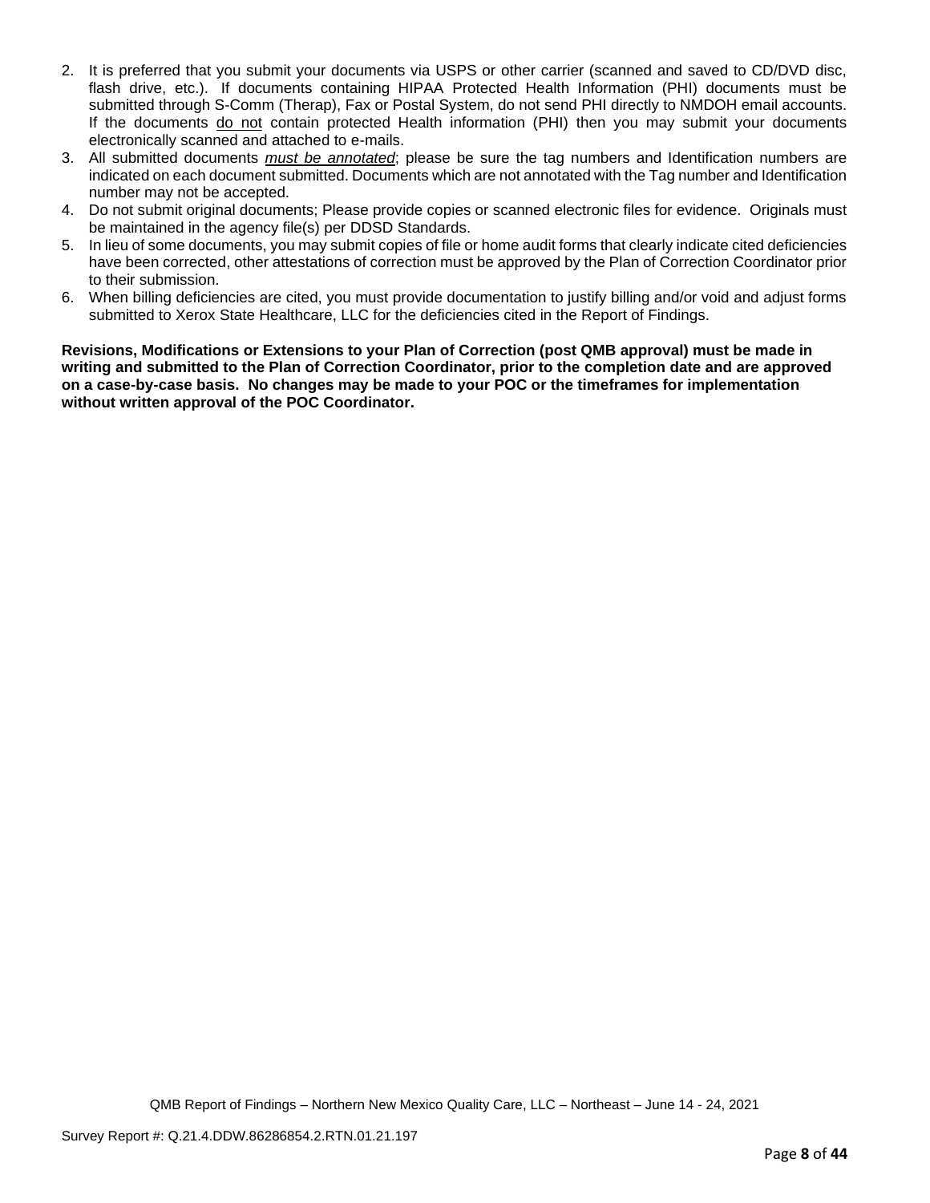2. It is preferred that you submit your documents via USPS or other carrier (scanned and saved to CD/DVD disc, flash drive, etc.). If documents containing HIPAA Protected Health Information (PHI) documents must be submitted through S-Comm (Therap), Fax or Postal System, do not send PHI directly to NMDOH email accounts. If the documents do not contain protected Health information (PHI) then you may submit your documents electronically scanned and attached to e-mails.
3. All submitted documents ***must be annotated***; please be sure the tag numbers and Identification numbers are indicated on each document submitted. Documents which are not annotated with the Tag number and Identification number may not be accepted.
4. Do not submit original documents; Please provide copies or scanned electronic files for evidence. Originals must be maintained in the agency file(s) per DDSD Standards.
5. In lieu of some documents, you may submit copies of file or home audit forms that clearly indicate cited deficiencies have been corrected, other attestations of correction must be approved by the Plan of Correction Coordinator prior to their submission.
6. When billing deficiencies are cited, you must provide documentation to justify billing and/or void and adjust forms submitted to Xerox State Healthcare, LLC for the deficiencies cited in the Report of Findings.

**Revisions, Modifications or Extensions to your Plan of Correction (post QMB approval) must be made in writing and submitted to the Plan of Correction Coordinator, prior to the completion date and are approved on a case-by-case basis. No changes may be made to your POC or the timeframes for implementation without written approval of the POC Coordinator.**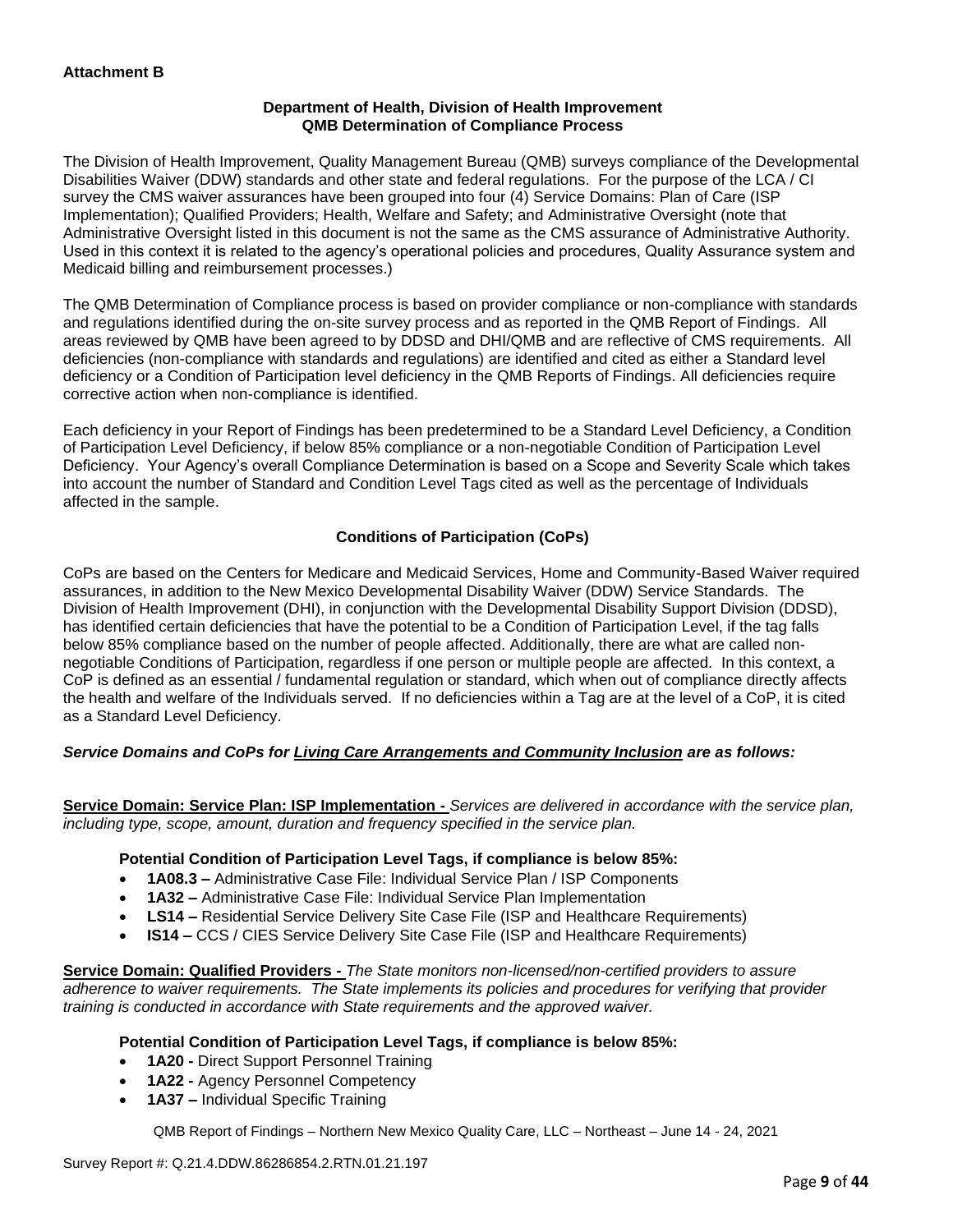**Attachment B**

**Department of Health, Division of Health Improvement**
**QMB Determination of Compliance Process**

The Division of Health Improvement, Quality Management Bureau (QMB) surveys compliance of the Developmental Disabilities Waiver (DDW) standards and other state and federal regulations. For the purpose of the LCA / CI survey the CMS waiver assurances have been grouped into four (4) Service Domains: Plan of Care (ISP Implementation); Qualified Providers; Health, Welfare and Safety; and Administrative Oversight (note that Administrative Oversight listed in this document is not the same as the CMS assurance of Administrative Authority. Used in this context it is related to the agency's operational policies and procedures, Quality Assurance system and Medicaid billing and reimbursement processes.)

The QMB Determination of Compliance process is based on provider compliance or non-compliance with standards and regulations identified during the on-site survey process and as reported in the QMB Report of Findings. All areas reviewed by QMB have been agreed to by DDSD and DHI/QMB and are reflective of CMS requirements. All deficiencies (non-compliance with standards and regulations) are identified and cited as either a Standard level deficiency or a Condition of Participation level deficiency in the QMB Reports of Findings. All deficiencies require corrective action when non-compliance is identified.

Each deficiency in your Report of Findings has been predetermined to be a Standard Level Deficiency, a Condition of Participation Level Deficiency, if below 85% compliance or a non-negotiable Condition of Participation Level Deficiency. Your Agency's overall Compliance Determination is based on a Scope and Severity Scale which takes into account the number of Standard and Condition Level Tags cited as well as the percentage of Individuals affected in the sample.

**Conditions of Participation (CoPs)**

CoPs are based on the Centers for Medicare and Medicaid Services, Home and Community-Based Waiver required assurances, in addition to the New Mexico Developmental Disability Waiver (DDW) Service Standards. The Division of Health Improvement (DHI), in conjunction with the Developmental Disability Support Division (DDSD), has identified certain deficiencies that have the potential to be a Condition of Participation Level, if the tag falls below 85% compliance based on the number of people affected. Additionally, there are what are called non-negotiable Conditions of Participation, regardless if one person or multiple people are affected. In this context, a CoP is defined as an essential / fundamental regulation or standard, which when out of compliance directly affects the health and welfare of the Individuals served. If no deficiencies within a Tag are at the level of a CoP, it is cited as a Standard Level Deficiency.

***Service Domains and CoPs for Living Care Arrangements and Community Inclusion are as follows:***

**Service Domain: Service Plan: ISP Implementation -** *Services are delivered in accordance with the service plan, including type, scope, amount, duration and frequency specified in the service plan.*

**Potential Condition of Participation Level Tags, if compliance is below 85%:**

- **1A08.3 –** Administrative Case File: Individual Service Plan / ISP Components
- **1A32 –** Administrative Case File: Individual Service Plan Implementation
- **LS14 –** Residential Service Delivery Site Case File (ISP and Healthcare Requirements)
- **IS14 –** CCS / CIES Service Delivery Site Case File (ISP and Healthcare Requirements)

**Service Domain: Qualified Providers -** *The State monitors non-licensed/non-certified providers to assure adherence to waiver requirements. The State implements its policies and procedures for verifying that provider training is conducted in accordance with State requirements and the approved waiver.*

**Potential Condition of Participation Level Tags, if compliance is below 85%:**

- **1A20 -** Direct Support Personnel Training
- **1A22 -** Agency Personnel Competency
- **1A37 –** Individual Specific Training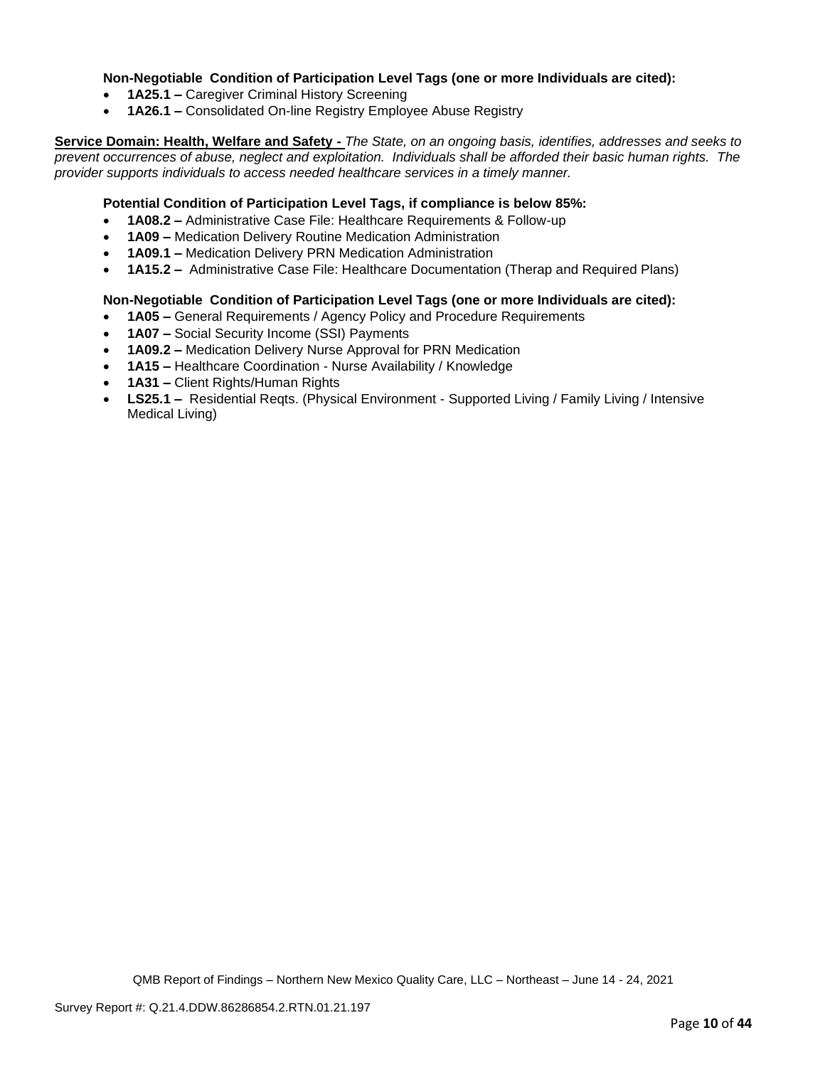**Non-Negotiable Condition of Participation Level Tags (one or more Individuals are cited):**

- **1A25.1 –** Caregiver Criminal History Screening
- **1A26.1 –** Consolidated On-line Registry Employee Abuse Registry

**Service Domain: Health, Welfare and Safety -** *The State, on an ongoing basis, identifies, addresses and seeks to prevent occurrences of abuse, neglect and exploitation. Individuals shall be afforded their basic human rights. The provider supports individuals to access needed healthcare services in a timely manner.*

**Potential Condition of Participation Level Tags, if compliance is below 85%:**

- **1A08.2 –** Administrative Case File: Healthcare Requirements & Follow-up
- **1A09 –** Medication Delivery Routine Medication Administration
- **1A09.1 –** Medication Delivery PRN Medication Administration
- **1A15.2 –** Administrative Case File: Healthcare Documentation (Therap and Required Plans)

**Non-Negotiable Condition of Participation Level Tags (one or more Individuals are cited):**

- **1A05 –** General Requirements / Agency Policy and Procedure Requirements
- **1A07 –** Social Security Income (SSI) Payments
- **1A09.2 –** Medication Delivery Nurse Approval for PRN Medication
- **1A15 –** Healthcare Coordination - Nurse Availability / Knowledge
- **1A31 –** Client Rights/Human Rights
- **LS25.1 –** Residential Reqts. (Physical Environment - Supported Living / Family Living / Intensive Medical Living)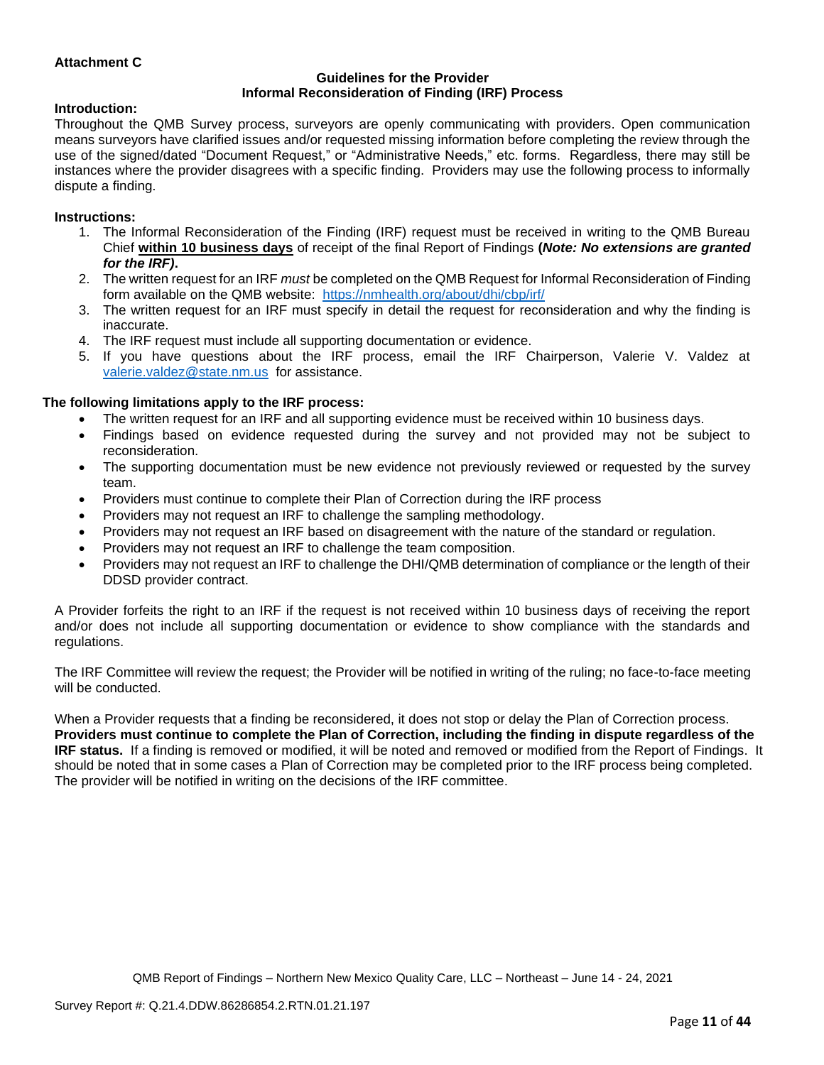**Attachment C**

**Guidelines for the Provider**
**Informal Reconsideration of Finding (IRF) Process**

**Introduction:**

Throughout the QMB Survey process, surveyors are openly communicating with providers. Open communication means surveyors have clarified issues and/or requested missing information before completing the review through the use of the signed/dated "Document Request," or "Administrative Needs," etc. forms. Regardless, there may still be instances where the provider disagrees with a specific finding. Providers may use the following process to informally dispute a finding.

**Instructions:**

1. The Informal Reconsideration of the Finding (IRF) request must be received in writing to the QMB Bureau Chief **within 10 business days** of receipt of the final Report of Findings **(*Note: No extensions are granted for the IRF)*.**
2. The written request for an IRF *must* be completed on the QMB Request for Informal Reconsideration of Finding form available on the QMB website: https://nmhealth.org/about/dhi/cbp/irf/
3. The written request for an IRF must specify in detail the request for reconsideration and why the finding is inaccurate.
4. The IRF request must include all supporting documentation or evidence.
5. If you have questions about the IRF process, email the IRF Chairperson, Valerie V. Valdez at valerie.valdez@state.nm.us for assistance.

**The following limitations apply to the IRF process:**

- The written request for an IRF and all supporting evidence must be received within 10 business days.
- Findings based on evidence requested during the survey and not provided may not be subject to reconsideration.
- The supporting documentation must be new evidence not previously reviewed or requested by the survey team.
- Providers must continue to complete their Plan of Correction during the IRF process
- Providers may not request an IRF to challenge the sampling methodology.
- Providers may not request an IRF based on disagreement with the nature of the standard or regulation.
- Providers may not request an IRF to challenge the team composition.
- Providers may not request an IRF to challenge the DHI/QMB determination of compliance or the length of their DDSD provider contract.

A Provider forfeits the right to an IRF if the request is not received within 10 business days of receiving the report and/or does not include all supporting documentation or evidence to show compliance with the standards and regulations.

The IRF Committee will review the request; the Provider will be notified in writing of the ruling; no face-to-face meeting will be conducted.

When a Provider requests that a finding be reconsidered, it does not stop or delay the Plan of Correction process. **Providers must continue to complete the Plan of Correction, including the finding in dispute regardless of the IRF status.** If a finding is removed or modified, it will be noted and removed or modified from the Report of Findings. It should be noted that in some cases a Plan of Correction may be completed prior to the IRF process being completed. The provider will be notified in writing on the decisions of the IRF committee.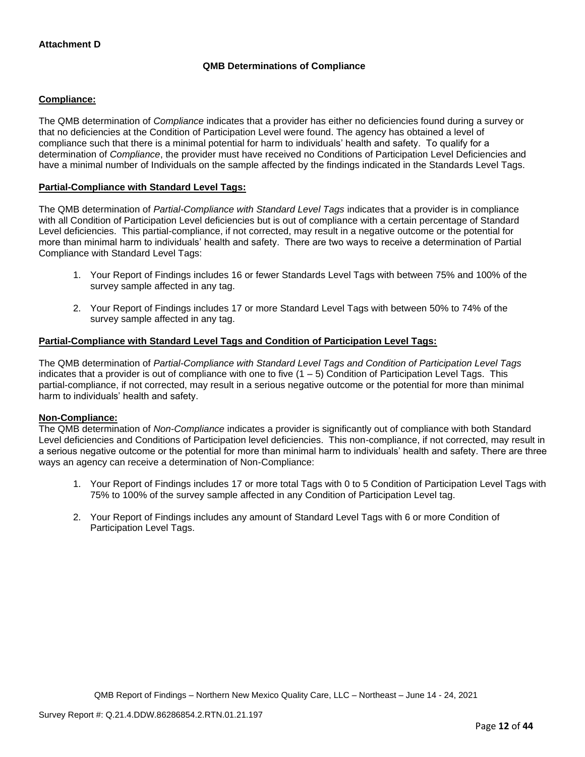**Attachment D**

**QMB Determinations of Compliance**

**Compliance:**

The QMB determination of *Compliance* indicates that a provider has either no deficiencies found during a survey or that no deficiencies at the Condition of Participation Level were found. The agency has obtained a level of compliance such that there is a minimal potential for harm to individuals' health and safety. To qualify for a determination of *Compliance*, the provider must have received no Conditions of Participation Level Deficiencies and have a minimal number of Individuals on the sample affected by the findings indicated in the Standards Level Tags.

**Partial-Compliance with Standard Level Tags:**

The QMB determination of *Partial-Compliance with Standard Level Tags* indicates that a provider is in compliance with all Condition of Participation Level deficiencies but is out of compliance with a certain percentage of Standard Level deficiencies. This partial-compliance, if not corrected, may result in a negative outcome or the potential for more than minimal harm to individuals' health and safety. There are two ways to receive a determination of Partial Compliance with Standard Level Tags:

1. Your Report of Findings includes 16 or fewer Standards Level Tags with between 75% and 100% of the survey sample affected in any tag.

2. Your Report of Findings includes 17 or more Standard Level Tags with between 50% to 74% of the survey sample affected in any tag.

**Partial-Compliance with Standard Level Tags and Condition of Participation Level Tags:**

The QMB determination of *Partial-Compliance with Standard Level Tags and Condition of Participation Level Tags* indicates that a provider is out of compliance with one to five (1 – 5) Condition of Participation Level Tags. This partial-compliance, if not corrected, may result in a serious negative outcome or the potential for more than minimal harm to individuals' health and safety.

**Non-Compliance:**

The QMB determination of *Non-Compliance* indicates a provider is significantly out of compliance with both Standard Level deficiencies and Conditions of Participation level deficiencies. This non-compliance, if not corrected, may result in a serious negative outcome or the potential for more than minimal harm to individuals' health and safety. There are three ways an agency can receive a determination of Non-Compliance:

1. Your Report of Findings includes 17 or more total Tags with 0 to 5 Condition of Participation Level Tags with 75% to 100% of the survey sample affected in any Condition of Participation Level tag.

2. Your Report of Findings includes any amount of Standard Level Tags with 6 or more Condition of Participation Level Tags.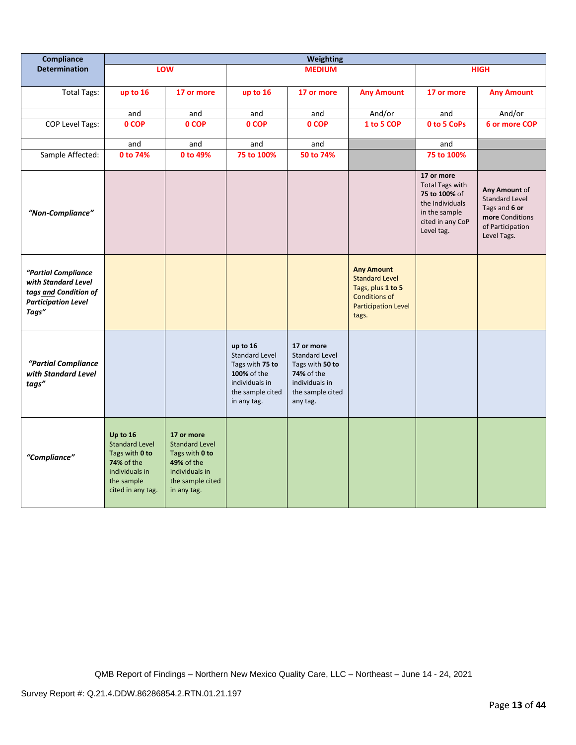| Compliance Determination | Weighting | | | | | | |
|---|---|---|---|---|---|---|---|
| | **LOW** | | **MEDIUM** | | | **HIGH** | |
| Total Tags: | **up to 16** | **17 or more** | **up to 16** | **17 or more** | **Any Amount** | **17 or more** | **Any Amount** |
| | and | and | and | and | And/or | and | And/or |
| COP Level Tags: | **0 COP** | **0 COP** | **0 COP** | **0 COP** | **1 to 5 COP** | **0 to 5 CoPs** | **6 or more COP** |
| | and | and | and | and | | and | |
| Sample Affected: | **0 to 74%** | **0 to 49%** | **75 to 100%** | **50 to 74%** | | **75 to 100%** | |
| ***"Non-Compliance"*** | | | | | | **17 or more** Total Tags with **75 to 100%** of the Individuals in the sample cited in any CoP Level tag. | **Any Amount** of Standard Level Tags and **6 or more** Conditions of Participation Level Tags. |
| ***"Partial Compliance with Standard Level tags and Condition of Participation Level Tags"*** | | | | | **Any Amount** Standard Level Tags, plus **1 to 5** Conditions of Participation Level tags. | | |
| ***"Partial Compliance with Standard Level tags"*** | | | **up to 16** Standard Level Tags with **75 to 100%** of the individuals in the sample cited in any tag. | **17 or more** Standard Level Tags with **50 to 74%** of the individuals in the sample cited any tag. | | | |
| ***"Compliance"*** | **Up to 16** Standard Level Tags with **0 to 74%** of the individuals in the sample cited in any tag. | **17 or more** Standard Level Tags with **0 to 49%** of the individuals in the sample cited in any tag. | | | | | |

QMB Report of Findings – Northern New Mexico Quality Care, LLC – Northeast – June 14 - 24, 2021

Survey Report #: Q.21.4.DDW.86286854.2.RTN.01.21.197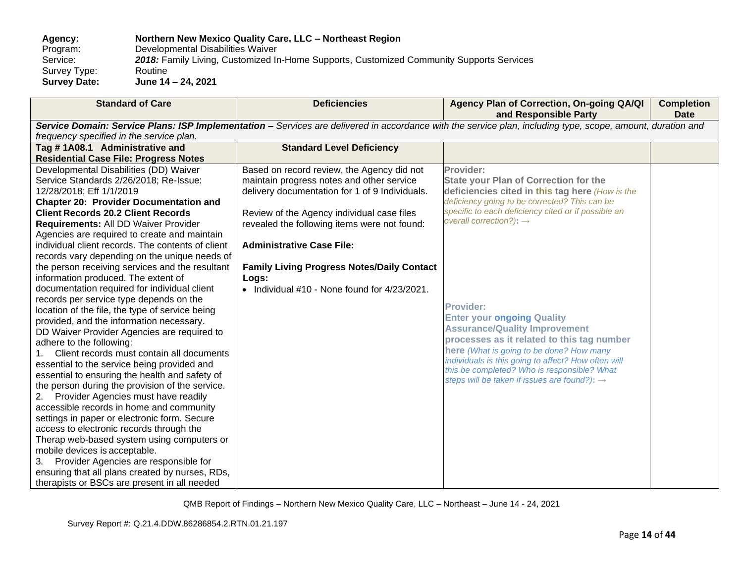**Agency:** **Northern New Mexico Quality Care, LLC – Northeast Region**
Program: Developmental Disabilities Waiver
Service: ***2018:*** Family Living, Customized In-Home Supports, Customized Community Supports Services
Survey Type: Routine
**Survey Date:** **June 14 – 24, 2021**

| Standard of Care | Deficiencies | Agency Plan of Correction, On-going QA/QI and Responsible Party | Completion Date |
|---|---|---|---|
| ***Service Domain: Service Plans: ISP Implementation –*** *Services are delivered in accordance with the service plan, including type, scope, amount, duration and frequency specified in the service plan.* | | | |
| **Tag # 1A08.1 Administrative and Residential Case File: Progress Notes** | **Standard Level Deficiency** | | |
| Developmental Disabilities (DD) Waiver Service Standards 2/26/2018; Re-Issue: 12/28/2018; Eff 1/1/2019<br>**Chapter 20: Provider Documentation and Client Records 20.2 Client Records Requirements:** All DD Waiver Provider Agencies are required to create and maintain individual client records. The contents of client records vary depending on the unique needs of the person receiving services and the resultant information produced. The extent of documentation required for individual client records per service type depends on the location of the file, the type of service being provided, and the information necessary.<br>DD Waiver Provider Agencies are required to adhere to the following:<br>1. Client records must contain all documents essential to the service being provided and essential to ensuring the health and safety of the person during the provision of the service.<br>2. Provider Agencies must have readily accessible records in home and community settings in paper or electronic form. Secure access to electronic records through the Therap web-based system using computers or mobile devices is acceptable.<br>3. Provider Agencies are responsible for ensuring that all plans created by nurses, RDs, therapists or BSCs are present in all needed | Based on record review, the Agency did not maintain progress notes and other service delivery documentation for 1 of 9 Individuals.<br><br>Review of the Agency individual case files revealed the following items were not found:<br><br>**Administrative Case File:**<br><br>**Family Living Progress Notes/Daily Contact Logs:**<br>• Individual #10 - None found for 4/23/2021. | **Provider:**<br>**State your Plan of Correction for the deficiencies cited in this tag here** *(How is the deficiency going to be corrected? This can be specific to each deficiency cited or if possible an overall correction?)*: →<br><br>**Provider:**<br>**Enter your ongoing Quality Assurance/Quality Improvement processes as it related to this tag number here** *(What is going to be done? How many individuals is this going to affect? How often will this be completed? Who is responsible? What steps will be taken if issues are found?)*: → | |

QMB Report of Findings – Northern New Mexico Quality Care, LLC – Northeast – June 14 - 24, 2021

Survey Report #: Q.21.4.DDW.86286854.2.RTN.01.21.197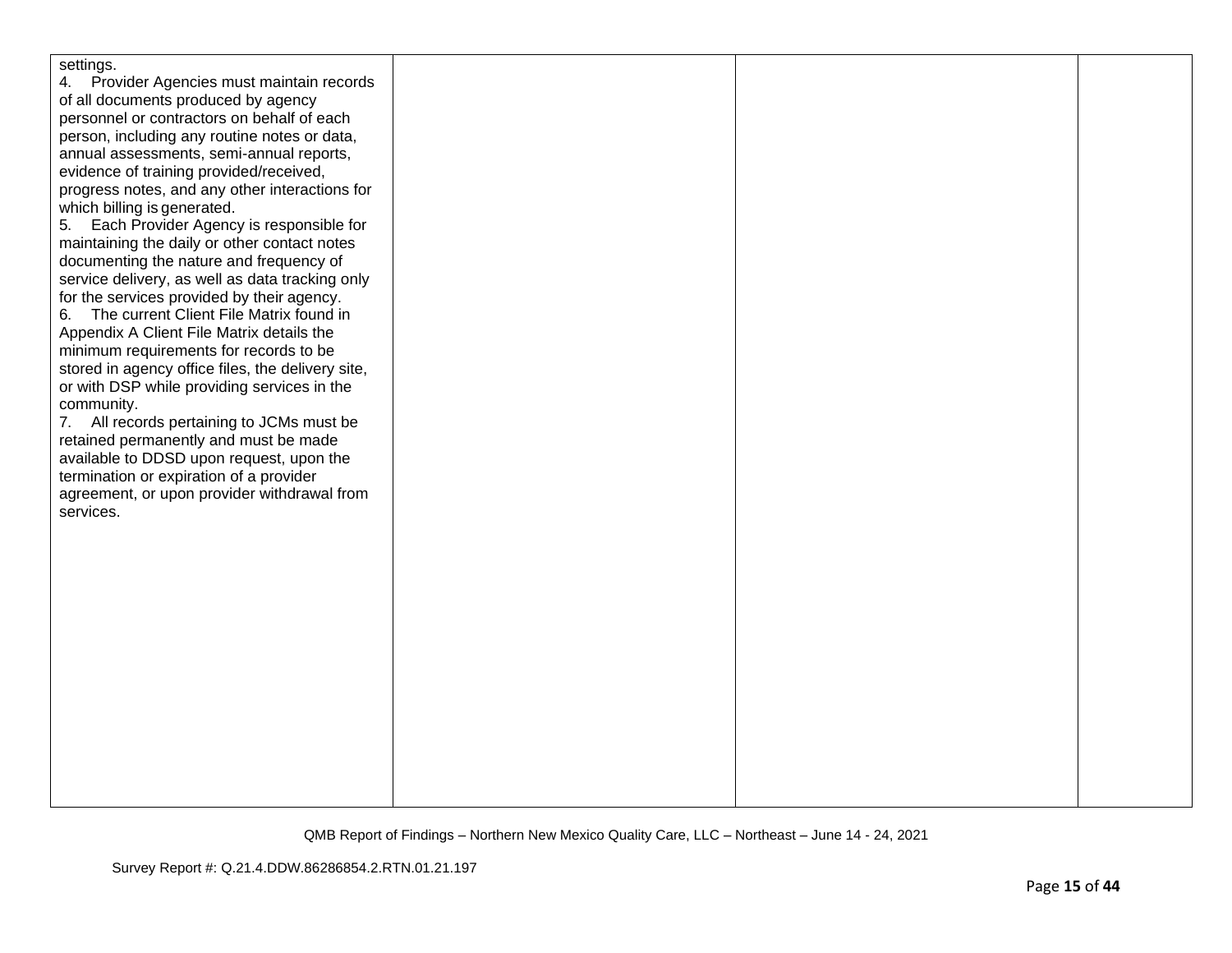| | | | |
|---|---|---|---|
| settings.<br>4. Provider Agencies must maintain records of all documents produced by agency personnel or contractors on behalf of each person, including any routine notes or data, annual assessments, semi-annual reports, evidence of training provided/received, progress notes, and any other interactions for which billing is generated.<br>5. Each Provider Agency is responsible for maintaining the daily or other contact notes documenting the nature and frequency of service delivery, as well as data tracking only for the services provided by their agency.<br>6. The current Client File Matrix found in Appendix A Client File Matrix details the minimum requirements for records to be stored in agency office files, the delivery site, or with DSP while providing services in the community.<br>7. All records pertaining to JCMs must be retained permanently and must be made available to DDSD upon request, upon the termination or expiration of a provider agreement, or upon provider withdrawal from services. | | | |

QMB Report of Findings – Northern New Mexico Quality Care, LLC – Northeast – June 14 - 24, 2021

Survey Report #: Q.21.4.DDW.86286854.2.RTN.01.21.197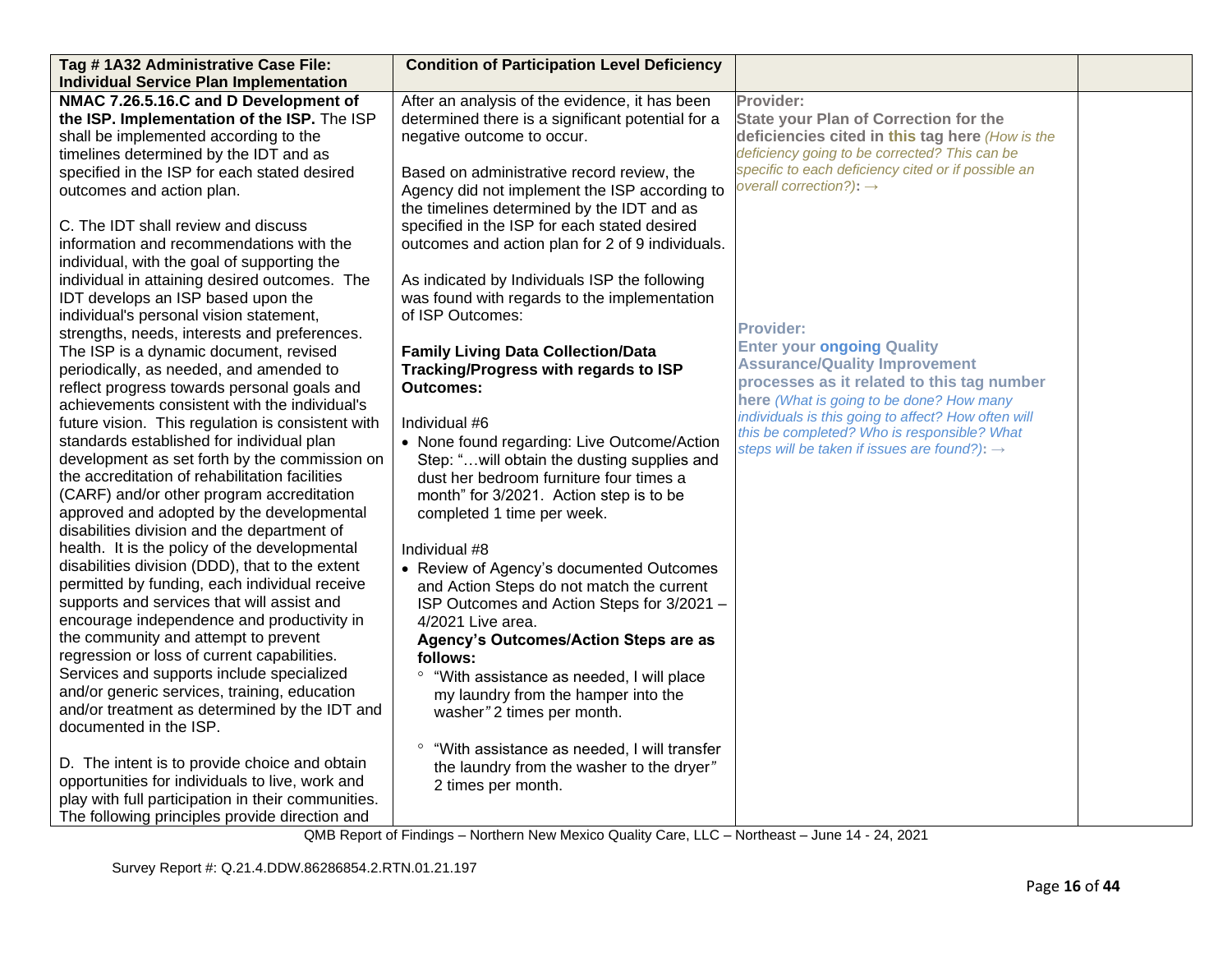| Tag # 1A32 Administrative Case File: Individual Service Plan Implementation | Condition of Participation Level Deficiency | | |
|---|---|---|---|
| **NMAC 7.26.5.16.C and D Development of the ISP. Implementation of the ISP.** The ISP shall be implemented according to the timelines determined by the IDT and as specified in the ISP for each stated desired outcomes and action plan.<br><br>C. The IDT shall review and discuss information and recommendations with the individual, with the goal of supporting the individual in attaining desired outcomes. The IDT develops an ISP based upon the individual's personal vision statement, strengths, needs, interests and preferences. The ISP is a dynamic document, revised periodically, as needed, and amended to reflect progress towards personal goals and achievements consistent with the individual's future vision. This regulation is consistent with standards established for individual plan development as set forth by the commission on the accreditation of rehabilitation facilities (CARF) and/or other program accreditation approved and adopted by the developmental disabilities division and the department of health. It is the policy of the developmental disabilities division (DDD), that to the extent permitted by funding, each individual receive supports and services that will assist and encourage independence and productivity in the community and attempt to prevent regression or loss of current capabilities. Services and supports include specialized and/or generic services, training, education and/or treatment as determined by the IDT and documented in the ISP.<br><br>D. The intent is to provide choice and obtain opportunities for individuals to live, work and play with full participation in their communities. The following principles provide direction and | After an analysis of the evidence, it has been determined there is a significant potential for a negative outcome to occur.<br><br>Based on administrative record review, the Agency did not implement the ISP according to the timelines determined by the IDT and as specified in the ISP for each stated desired outcomes and action plan for 2 of 9 individuals.<br><br>As indicated by Individuals ISP the following was found with regards to the implementation of ISP Outcomes:<br><br>**Family Living Data Collection/Data Tracking/Progress with regards to ISP Outcomes:**<br><br>Individual #6<br>• None found regarding: Live Outcome/Action Step: "…will obtain the dusting supplies and dust her bedroom furniture four times a month" for 3/2021. Action step is to be completed 1 time per week.<br><br>Individual #8<br>• Review of Agency's documented Outcomes and Action Steps do not match the current ISP Outcomes and Action Steps for 3/2021 – 4/2021 Live area.<br>**Agency's Outcomes/Action Steps are as follows:**<br>◦ "With assistance as needed, I will place my laundry from the hamper into the washer*"* 2 times per month.<br><br>◦ "With assistance as needed, I will transfer the laundry from the washer to the dryer*"* 2 times per month. | **Provider:**<br>**State your Plan of Correction for the deficiencies cited in this tag here** *(How is the deficiency going to be corrected? This can be specific to each deficiency cited or if possible an overall correction?)*: →<br><br>**Provider:**<br>**Enter your ongoing Quality Assurance/Quality Improvement processes as it related to this tag number here** *(What is going to be done? How many individuals is this going to affect? How often will this be completed? Who is responsible? What steps will be taken if issues are found?)*: → | |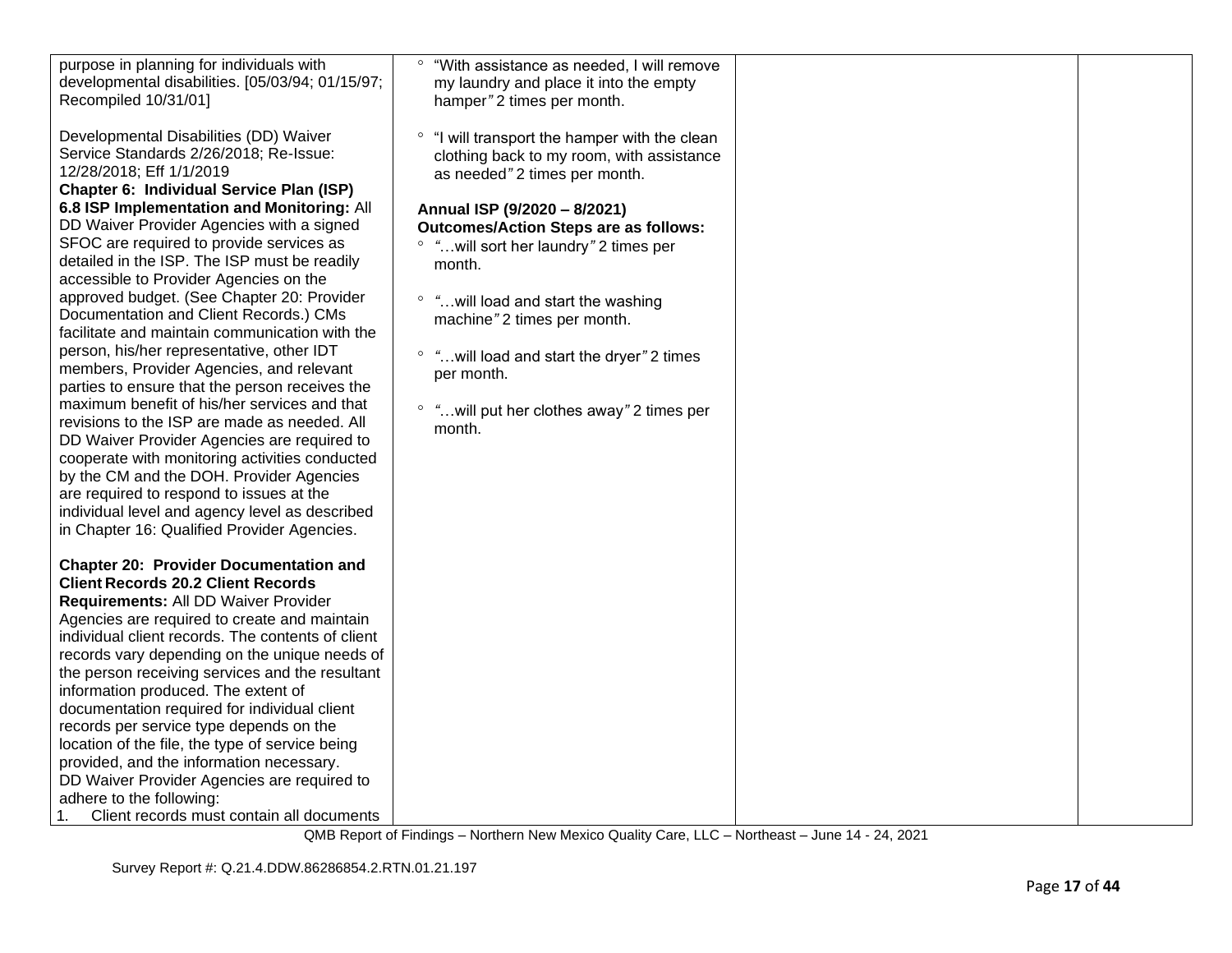| | | | |
|---|---|---|---|
| purpose in planning for individuals with developmental disabilities. [05/03/94; 01/15/97; Recompiled 10/31/01]<br><br>Developmental Disabilities (DD) Waiver Service Standards 2/26/2018; Re-Issue: 12/28/2018; Eff 1/1/2019<br>**Chapter 6: Individual Service Plan (ISP)**<br>**6.8 ISP Implementation and Monitoring:** All DD Waiver Provider Agencies with a signed SFOC are required to provide services as detailed in the ISP. The ISP must be readily accessible to Provider Agencies on the approved budget. (See Chapter 20: Provider Documentation and Client Records.) CMs facilitate and maintain communication with the person, his/her representative, other IDT members, Provider Agencies, and relevant parties to ensure that the person receives the maximum benefit of his/her services and that revisions to the ISP are made as needed. All DD Waiver Provider Agencies are required to cooperate with monitoring activities conducted by the CM and the DOH. Provider Agencies are required to respond to issues at the individual level and agency level as described in Chapter 16: Qualified Provider Agencies.<br><br>**Chapter 20: Provider Documentation and Client Records 20.2 Client Records Requirements:** All DD Waiver Provider Agencies are required to create and maintain individual client records. The contents of client records vary depending on the unique needs of the person receiving services and the resultant information produced. The extent of documentation required for individual client records per service type depends on the location of the file, the type of service being provided, and the information necessary.<br>DD Waiver Provider Agencies are required to adhere to the following:<br>1. Client records must contain all documents | ◦ "With assistance as needed, I will remove my laundry and place it into the empty hamper" 2 times per month.<br><br>◦ "I will transport the hamper with the clean clothing back to my room, with assistance as needed" 2 times per month.<br><br>**Annual ISP (9/2020 – 8/2021) Outcomes/Action Steps are as follows:**<br>◦ "…will sort her laundry" 2 times per month.<br><br>◦ "…will load and start the washing machine" 2 times per month.<br><br>◦ "…will load and start the dryer" 2 times per month.<br><br>◦ "…will put her clothes away" 2 times per month. | | |

QMB Report of Findings – Northern New Mexico Quality Care, LLC – Northeast – June 14 - 24, 2021

Survey Report #: Q.21.4.DDW.86286854.2.RTN.01.21.197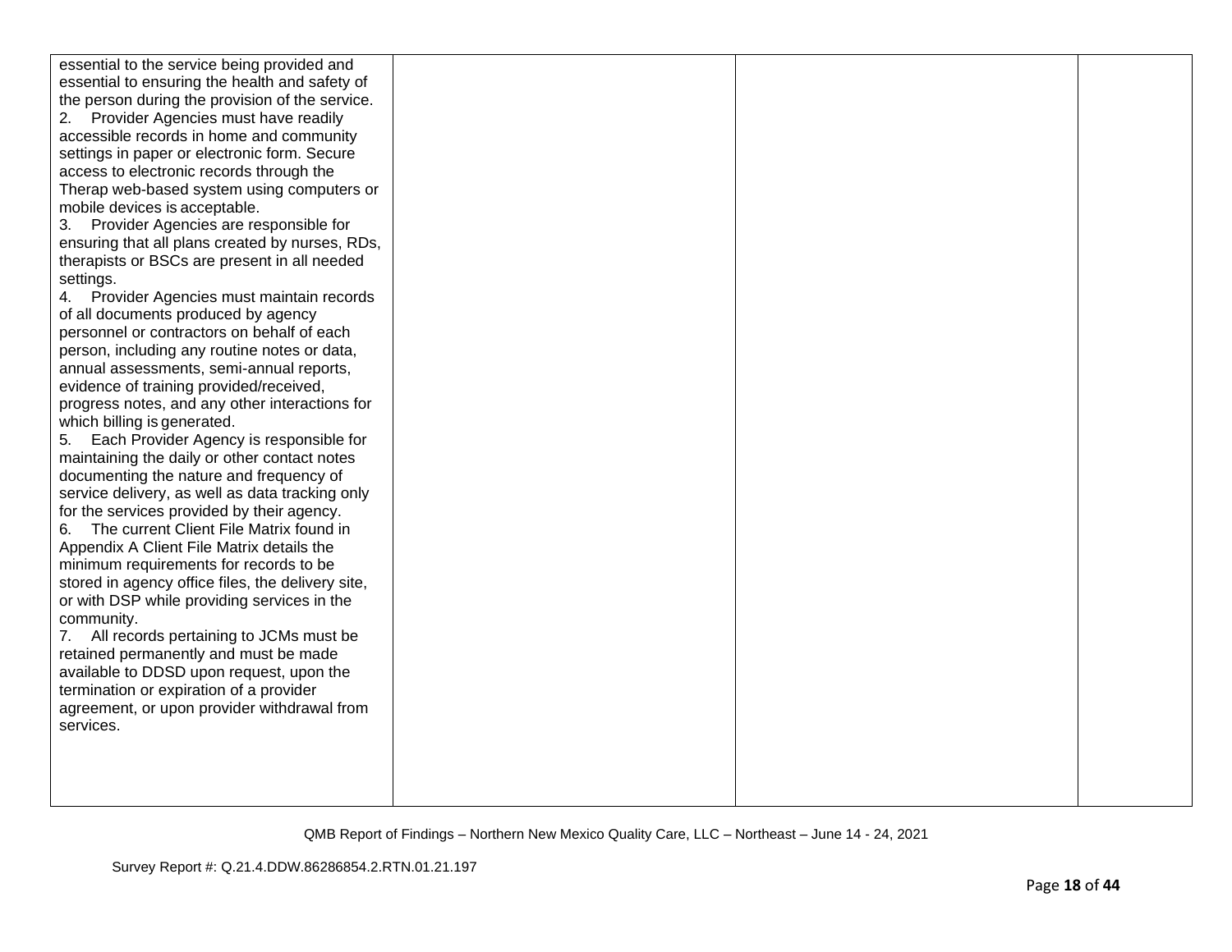| | | | |
|---|---|---|---|
| essential to the service being provided and essential to ensuring the health and safety of the person during the provision of the service.<br>2. Provider Agencies must have readily accessible records in home and community settings in paper or electronic form. Secure access to electronic records through the Therap web-based system using computers or mobile devices is acceptable.<br>3. Provider Agencies are responsible for ensuring that all plans created by nurses, RDs, therapists or BSCs are present in all needed settings.<br>4. Provider Agencies must maintain records of all documents produced by agency personnel or contractors on behalf of each person, including any routine notes or data, annual assessments, semi-annual reports, evidence of training provided/received, progress notes, and any other interactions for which billing is generated.<br>5. Each Provider Agency is responsible for maintaining the daily or other contact notes documenting the nature and frequency of service delivery, as well as data tracking only for the services provided by their agency.<br>6. The current Client File Matrix found in Appendix A Client File Matrix details the minimum requirements for records to be stored in agency office files, the delivery site, or with DSP while providing services in the community.<br>7. All records pertaining to JCMs must be retained permanently and must be made available to DDSD upon request, upon the termination or expiration of a provider agreement, or upon provider withdrawal from services. | | | |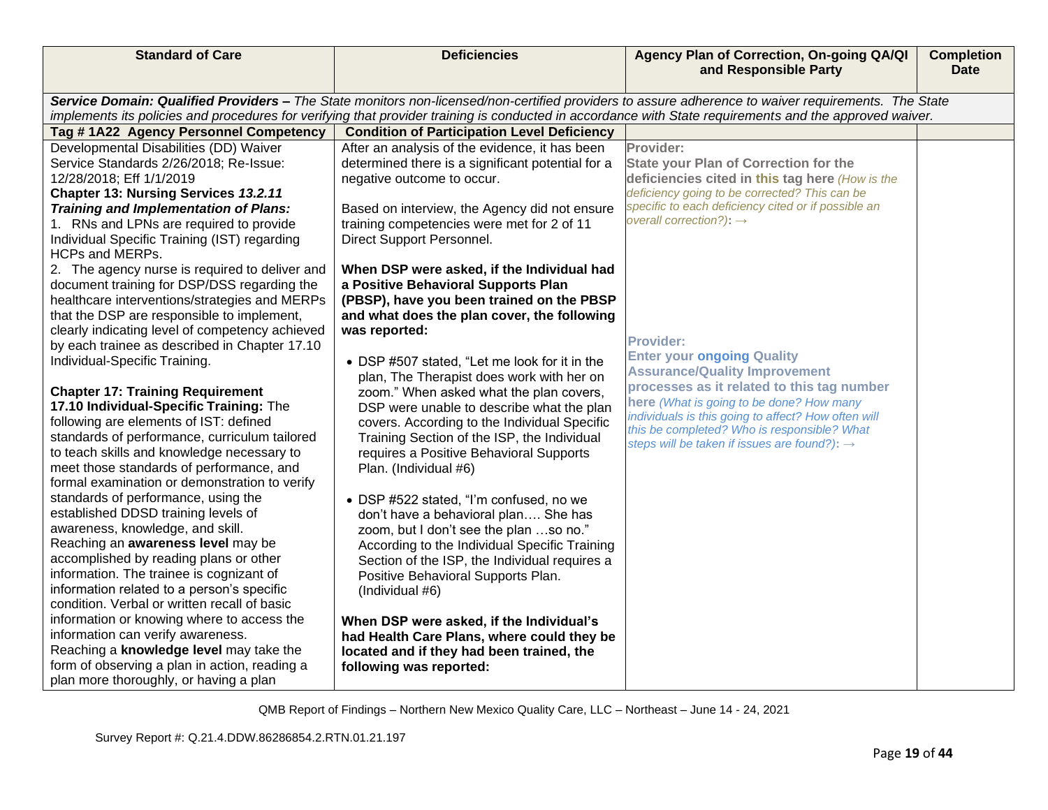| Standard of Care | Deficiencies | Agency Plan of Correction, On-going QA/QI and Responsible Party | Completion Date |
|---|---|---|---|
| ***Service Domain: Qualified Providers –*** *The State monitors non-licensed/non-certified providers to assure adherence to waiver requirements. The State implements its policies and procedures for verifying that provider training is conducted in accordance with State requirements and the approved waiver.* | | | |
| **Tag # 1A22 Agency Personnel Competency** | **Condition of Participation Level Deficiency** | | |
| Developmental Disabilities (DD) Waiver Service Standards 2/26/2018; Re-Issue: 12/28/2018; Eff 1/1/2019<br>**Chapter 13: Nursing Services *13.2.11 Training and Implementation of Plans:***<br>1. RNs and LPNs are required to provide Individual Specific Training (IST) regarding HCPs and MERPs.<br>2. The agency nurse is required to deliver and document training for DSP/DSS regarding the healthcare interventions/strategies and MERPs that the DSP are responsible to implement, clearly indicating level of competency achieved by each trainee as described in Chapter 17.10 Individual-Specific Training.<br><br>**Chapter 17: Training Requirement**<br>**17.10 Individual-Specific Training:** The following are elements of IST: defined standards of performance, curriculum tailored to teach skills and knowledge necessary to meet those standards of performance, and formal examination or demonstration to verify standards of performance, using the established DDSD training levels of awareness, knowledge, and skill.<br>Reaching an **awareness level** may be accomplished by reading plans or other information. The trainee is cognizant of information related to a person's specific condition. Verbal or written recall of basic information or knowing where to access the information can verify awareness.<br>Reaching a **knowledge level** may take the form of observing a plan in action, reading a plan more thoroughly, or having a plan | After an analysis of the evidence, it has been determined there is a significant potential for a negative outcome to occur.<br><br>Based on interview, the Agency did not ensure training competencies were met for 2 of 11 Direct Support Personnel.<br><br>**When DSP were asked, if the Individual had a Positive Behavioral Supports Plan (PBSP), have you been trained on the PBSP and what does the plan cover, the following was reported:**<br><br>• DSP #507 stated, "Let me look for it in the plan, The Therapist does work with her on zoom." When asked what the plan covers, DSP were unable to describe what the plan covers. According to the Individual Specific Training Section of the ISP, the Individual requires a Positive Behavioral Supports Plan. (Individual #6)<br><br>• DSP #522 stated, "I'm confused, no we don't have a behavioral plan…. She has zoom, but I don't see the plan …so no." According to the Individual Specific Training Section of the ISP, the Individual requires a Positive Behavioral Supports Plan. (Individual #6)<br><br>**When DSP were asked, if the Individual's had Health Care Plans, where could they be located and if they had been trained, the following was reported:** | **Provider:**<br>**State your Plan of Correction for the deficiencies cited in this tag here** *(How is the deficiency going to be corrected? This can be specific to each deficiency cited or if possible an overall correction?)*: →<br><br><br><br>**Provider:**<br>**Enter your ongoing Quality Assurance/Quality Improvement processes as it related to this tag number here** *(What is going to be done? How many individuals is this going to affect? How often will this be completed? Who is responsible? What steps will be taken if issues are found?)*: → | |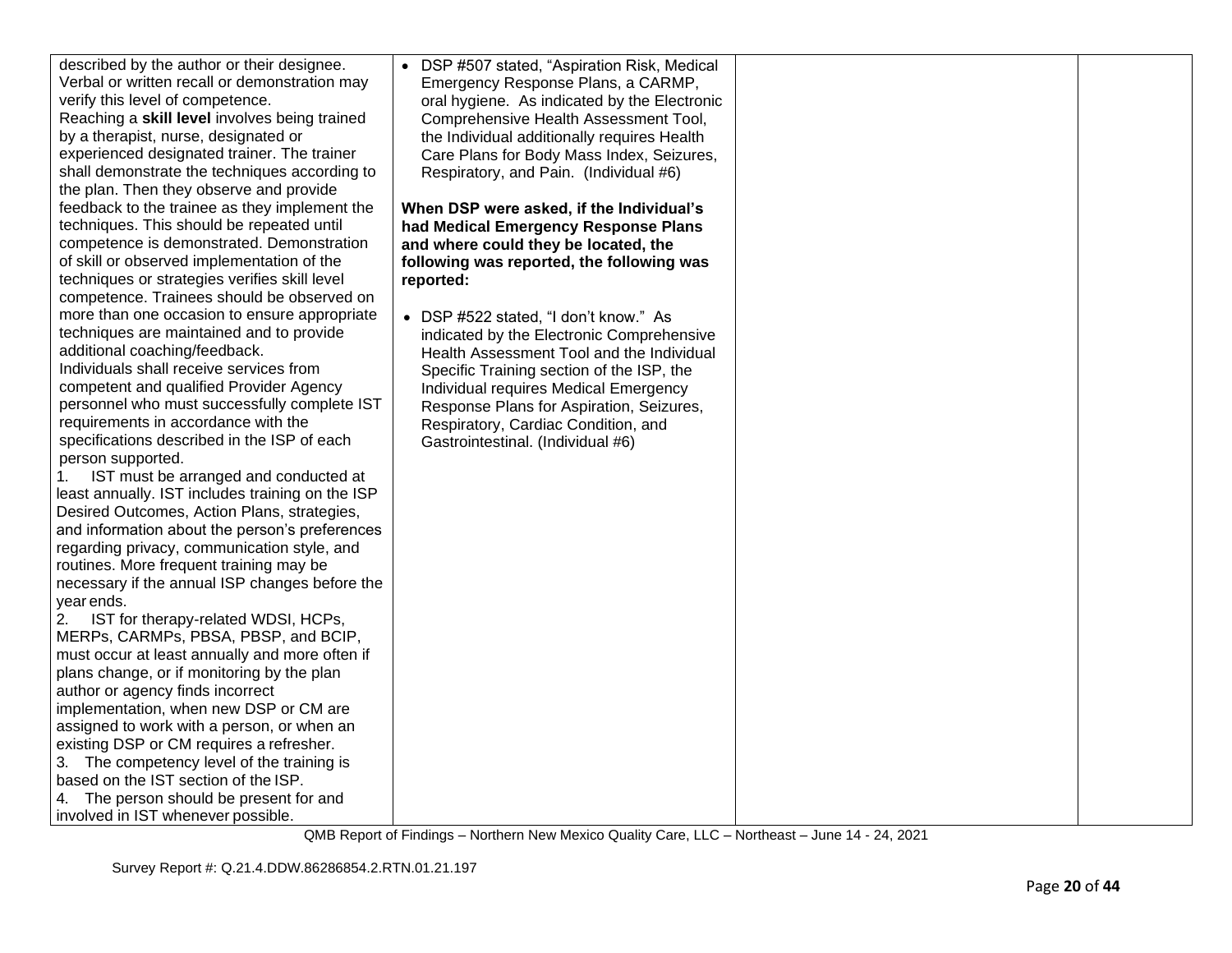| | | | |
|---|---|---|---|
| described by the author or their designee. Verbal or written recall or demonstration may verify this level of competence.<br>Reaching a **skill level** involves being trained by a therapist, nurse, designated or experienced designated trainer. The trainer shall demonstrate the techniques according to the plan. Then they observe and provide feedback to the trainee as they implement the techniques. This should be repeated until competence is demonstrated. Demonstration of skill or observed implementation of the techniques or strategies verifies skill level competence. Trainees should be observed on more than one occasion to ensure appropriate techniques are maintained and to provide additional coaching/feedback.<br>Individuals shall receive services from competent and qualified Provider Agency personnel who must successfully complete IST requirements in accordance with the specifications described in the ISP of each person supported.<br>1. IST must be arranged and conducted at least annually. IST includes training on the ISP Desired Outcomes, Action Plans, strategies, and information about the person's preferences regarding privacy, communication style, and routines. More frequent training may be necessary if the annual ISP changes before the year ends.<br>2. IST for therapy-related WDSI, HCPs, MERPs, CARMPs, PBSA, PBSP, and BCIP, must occur at least annually and more often if plans change, or if monitoring by the plan author or agency finds incorrect implementation, when new DSP or CM are assigned to work with a person, or when an existing DSP or CM requires a refresher.<br>3. The competency level of the training is based on the IST section of the ISP.<br>4. The person should be present for and involved in IST whenever possible. | • DSP #507 stated, "Aspiration Risk, Medical Emergency Response Plans, a CARMP, oral hygiene. As indicated by the Electronic Comprehensive Health Assessment Tool, the Individual additionally requires Health Care Plans for Body Mass Index, Seizures, Respiratory, and Pain. (Individual #6)<br><br>**When DSP were asked, if the Individual's had Medical Emergency Response Plans and where could they be located, the following was reported, the following was reported:**<br><br>• DSP #522 stated, "I don't know." As indicated by the Electronic Comprehensive Health Assessment Tool and the Individual Specific Training section of the ISP, the Individual requires Medical Emergency Response Plans for Aspiration, Seizures, Respiratory, Cardiac Condition, and Gastrointestinal. (Individual #6) | | |

QMB Report of Findings – Northern New Mexico Quality Care, LLC – Northeast – June 14 - 24, 2021

Survey Report #: Q.21.4.DDW.86286854.2.RTN.01.21.197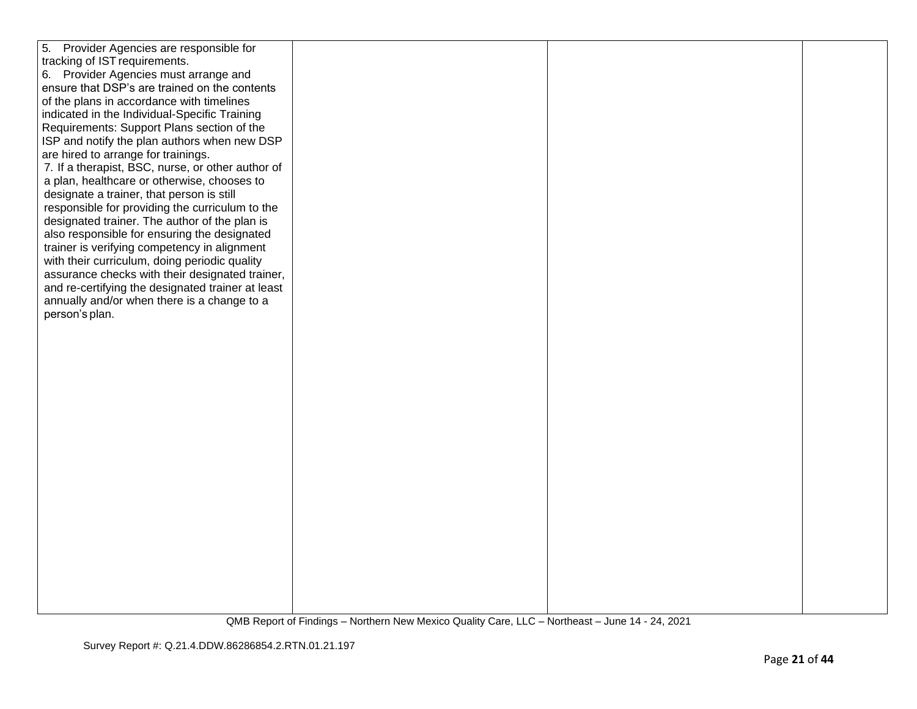| | | | |
|---|---|---|---|
| 5. Provider Agencies are responsible for tracking of IST requirements.<br>6. Provider Agencies must arrange and ensure that DSP's are trained on the contents of the plans in accordance with timelines indicated in the Individual-Specific Training Requirements: Support Plans section of the ISP and notify the plan authors when new DSP are hired to arrange for trainings.<br>7. If a therapist, BSC, nurse, or other author of a plan, healthcare or otherwise, chooses to designate a trainer, that person is still responsible for providing the curriculum to the designated trainer. The author of the plan is also responsible for ensuring the designated trainer is verifying competency in alignment with their curriculum, doing periodic quality assurance checks with their designated trainer, and re-certifying the designated trainer at least annually and/or when there is a change to a person's plan. | | | |

QMB Report of Findings – Northern New Mexico Quality Care, LLC – Northeast – June 14 - 24, 2021

Survey Report #: Q.21.4.DDW.86286854.2.RTN.01.21.197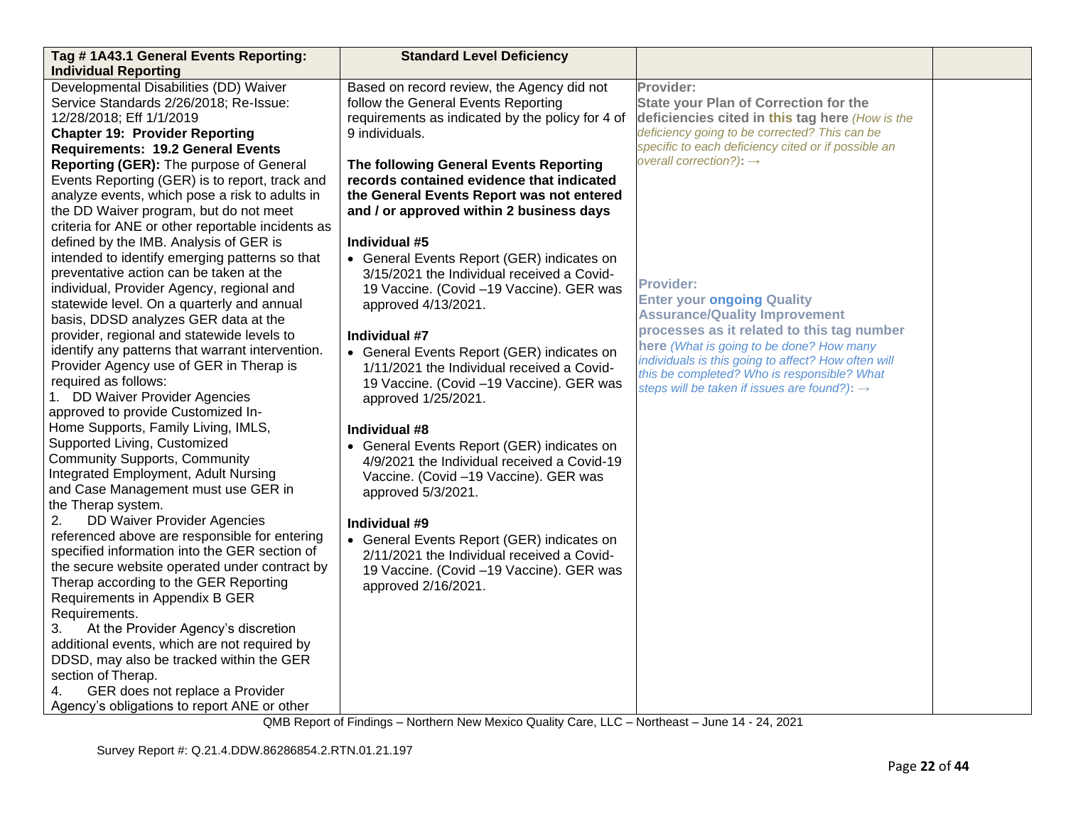| Tag # 1A43.1 General Events Reporting: Individual Reporting | Standard Level Deficiency | | |
|---|---|---|---|
| Developmental Disabilities (DD) Waiver Service Standards 2/26/2018; Re-Issue: 12/28/2018; Eff 1/1/2019<br>**Chapter 19: Provider Reporting Requirements: 19.2 General Events Reporting (GER):** The purpose of General Events Reporting (GER) is to report, track and analyze events, which pose a risk to adults in the DD Waiver program, but do not meet criteria for ANE or other reportable incidents as defined by the IMB. Analysis of GER is intended to identify emerging patterns so that preventative action can be taken at the individual, Provider Agency, regional and statewide level. On a quarterly and annual basis, DDSD analyzes GER data at the provider, regional and statewide levels to identify any patterns that warrant intervention. Provider Agency use of GER in Therap is required as follows:<br>1. DD Waiver Provider Agencies approved to provide Customized In-Home Supports, Family Living, IMLS, Supported Living, Customized Community Supports, Community Integrated Employment, Adult Nursing and Case Management must use GER in the Therap system.<br>2. DD Waiver Provider Agencies referenced above are responsible for entering specified information into the GER section of the secure website operated under contract by Therap according to the GER Reporting Requirements in Appendix B GER Requirements.<br>3. At the Provider Agency's discretion additional events, which are not required by DDSD, may also be tracked within the GER section of Therap.<br>4. GER does not replace a Provider Agency's obligations to report ANE or other | Based on record review, the Agency did not follow the General Events Reporting requirements as indicated by the policy for 4 of 9 individuals.<br><br>**The following General Events Reporting records contained evidence that indicated the General Events Report was not entered and / or approved within 2 business days**<br><br>**Individual #5**<br>• General Events Report (GER) indicates on 3/15/2021 the Individual received a Covid-19 Vaccine. (Covid –19 Vaccine). GER was approved 4/13/2021.<br><br>**Individual #7**<br>• General Events Report (GER) indicates on 1/11/2021 the Individual received a Covid-19 Vaccine. (Covid –19 Vaccine). GER was approved 1/25/2021.<br><br>**Individual #8**<br>• General Events Report (GER) indicates on 4/9/2021 the Individual received a Covid-19 Vaccine. (Covid –19 Vaccine). GER was approved 5/3/2021.<br><br>**Individual #9**<br>• General Events Report (GER) indicates on 2/11/2021 the Individual received a Covid-19 Vaccine. (Covid –19 Vaccine). GER was approved 2/16/2021. | **Provider:**<br>**State your Plan of Correction for the deficiencies cited in this tag here** *(How is the deficiency going to be corrected? This can be specific to each deficiency cited or if possible an overall correction?)*: →<br><br>**Provider:**<br>**Enter your ongoing Quality Assurance/Quality Improvement processes as it related to this tag number here** *(What is going to be done? How many individuals is this going to affect? How often will this be completed? Who is responsible? What steps will be taken if issues are found?)*: → | |

QMB Report of Findings – Northern New Mexico Quality Care, LLC – Northeast – June 14 - 24, 2021

Survey Report #: Q.21.4.DDW.86286854.2.RTN.01.21.197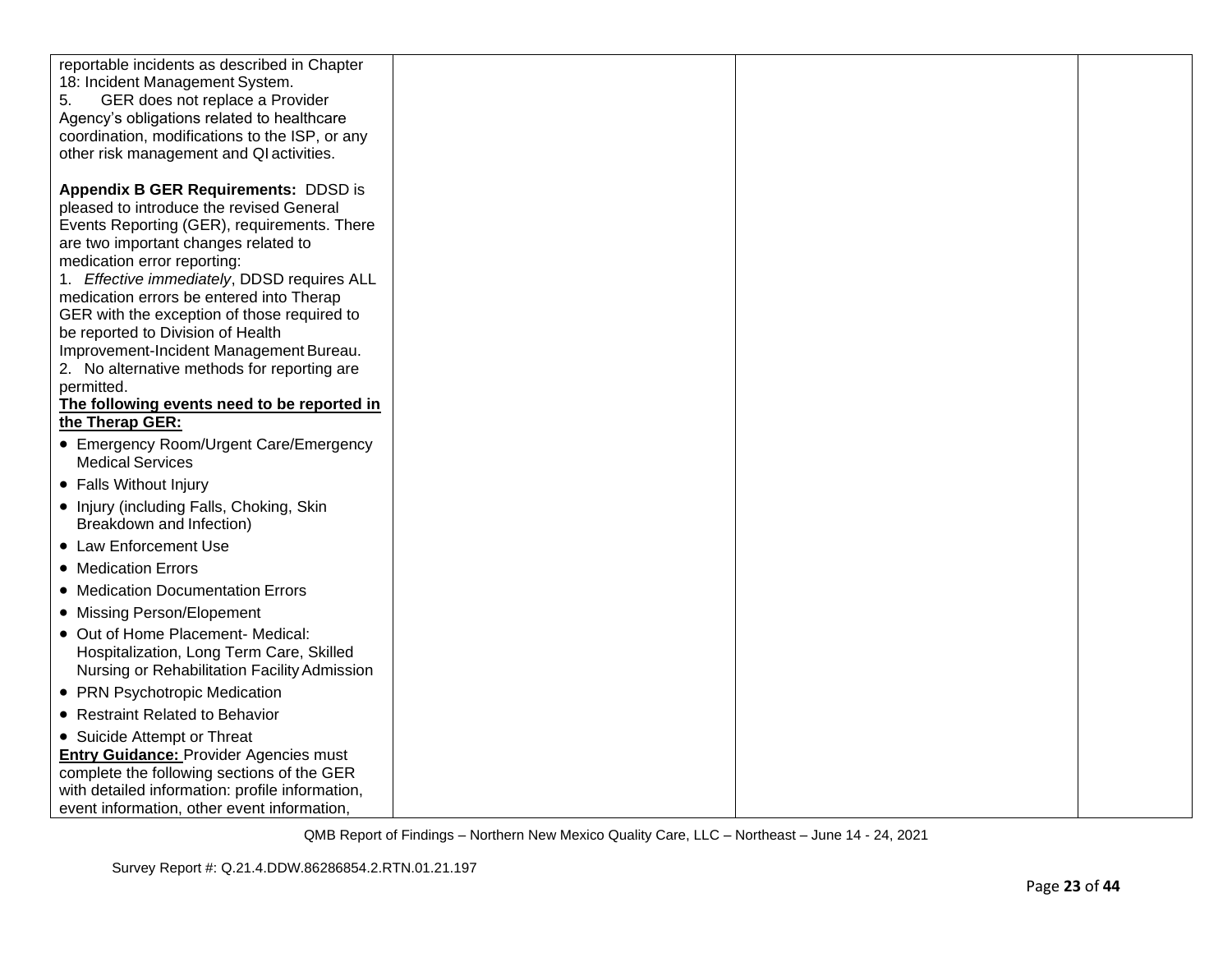| | | | |
|---|---|---|---|
| reportable incidents as described in Chapter 18: Incident Management System.<br>5. GER does not replace a Provider Agency's obligations related to healthcare coordination, modifications to the ISP, or any other risk management and QI activities.<br><br>**Appendix B GER Requirements:** DDSD is pleased to introduce the revised General Events Reporting (GER), requirements. There are two important changes related to medication error reporting:<br>1. *Effective immediately*, DDSD requires ALL medication errors be entered into Therap GER with the exception of those required to be reported to Division of Health Improvement-Incident Management Bureau.<br>2. No alternative methods for reporting are permitted.<br>**The following events need to be reported in the Therap GER:**<br>• Emergency Room/Urgent Care/Emergency Medical Services<br>• Falls Without Injury<br>• Injury (including Falls, Choking, Skin Breakdown and Infection)<br>• Law Enforcement Use<br>• Medication Errors<br>• Medication Documentation Errors<br>• Missing Person/Elopement<br>• Out of Home Placement- Medical: Hospitalization, Long Term Care, Skilled Nursing or Rehabilitation Facility Admission<br>• PRN Psychotropic Medication<br>• Restraint Related to Behavior<br>• Suicide Attempt or Threat<br>**Entry Guidance:** Provider Agencies must complete the following sections of the GER with detailed information: profile information, event information, other event information, | | | |

QMB Report of Findings – Northern New Mexico Quality Care, LLC – Northeast – June 14 - 24, 2021

Survey Report #: Q.21.4.DDW.86286854.2.RTN.01.21.197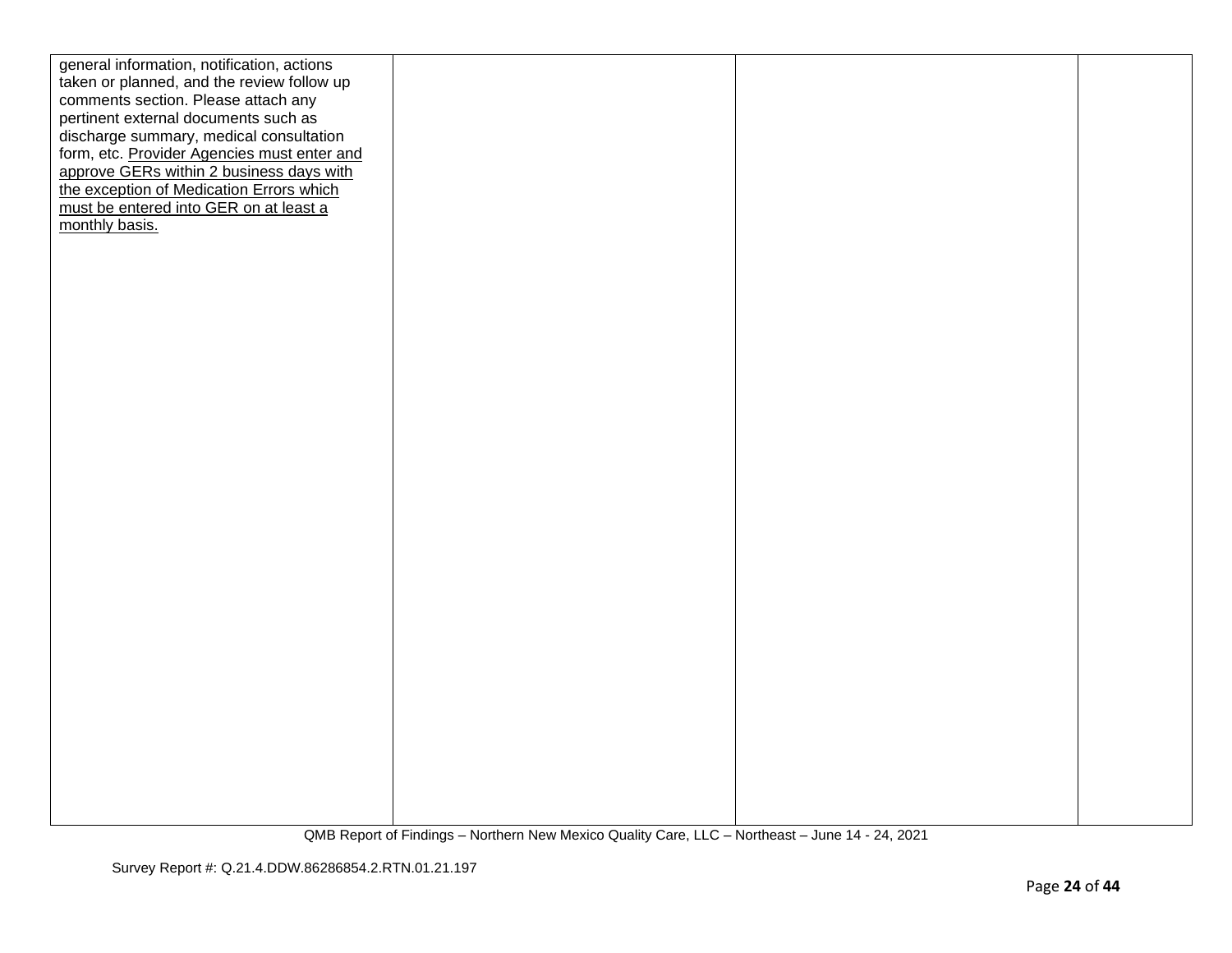| | | | |
|---|---|---|---|
| general information, notification, actions taken or planned, and the review follow up comments section. Please attach any pertinent external documents such as discharge summary, medical consultation form, etc. Provider Agencies must enter and approve GERs within 2 business days with the exception of Medication Errors which must be entered into GER on at least a monthly basis. | | | |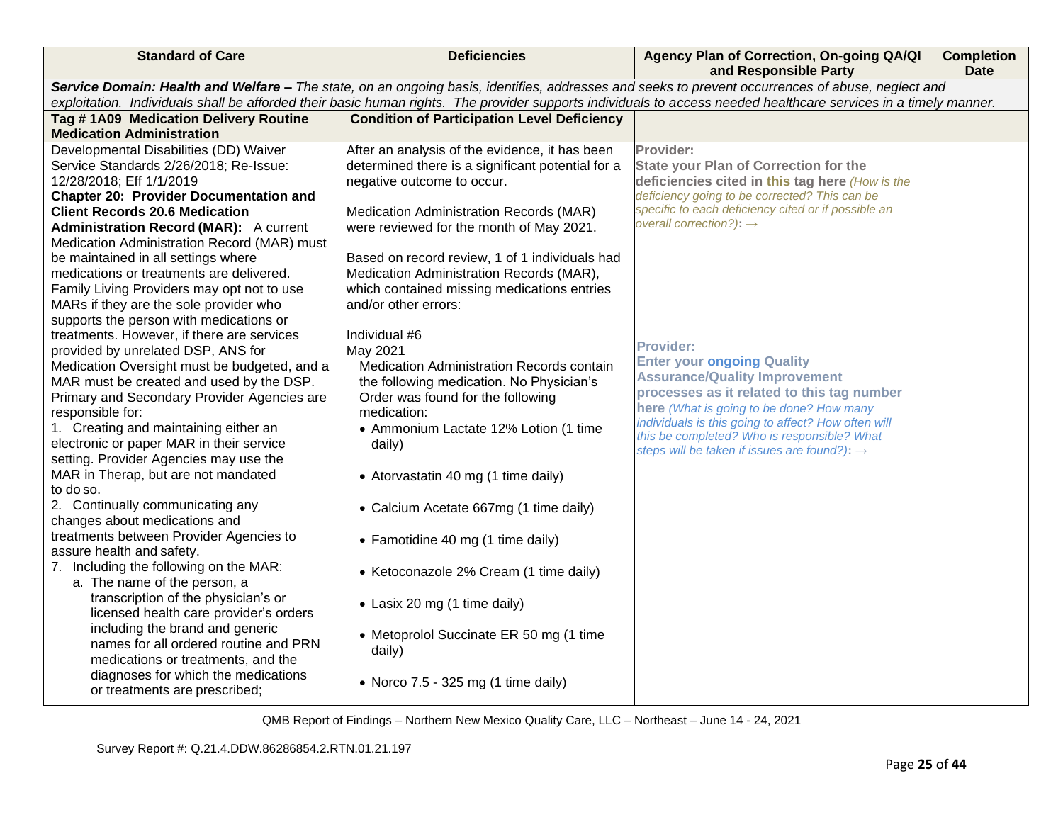| Standard of Care | Deficiencies | Agency Plan of Correction, On-going QA/QI and Responsible Party | Completion Date |
|---|---|---|---|
| ***Service Domain: Health and Welfare –*** *The state, on an ongoing basis, identifies, addresses and seeks to prevent occurrences of abuse, neglect and exploitation. Individuals shall be afforded their basic human rights. The provider supports individuals to access needed healthcare services in a timely manner.* | | | |
| **Tag # 1A09 Medication Delivery Routine Medication Administration** | **Condition of Participation Level Deficiency** | | |
| Developmental Disabilities (DD) Waiver Service Standards 2/26/2018; Re-Issue: 12/28/2018; Eff 1/1/2019<br>**Chapter 20: Provider Documentation and Client Records 20.6 Medication Administration Record (MAR):** A current Medication Administration Record (MAR) must be maintained in all settings where medications or treatments are delivered. Family Living Providers may opt not to use MARs if they are the sole provider who supports the person with medications or treatments. However, if there are services provided by unrelated DSP, ANS for Medication Oversight must be budgeted, and a MAR must be created and used by the DSP. Primary and Secondary Provider Agencies are responsible for:<br>1. Creating and maintaining either an electronic or paper MAR in their service setting. Provider Agencies may use the MAR in Therap, but are not mandated to do so.<br>2. Continually communicating any changes about medications and treatments between Provider Agencies to assure health and safety.<br>7. Including the following on the MAR:<br>a. The name of the person, a transcription of the physician's or licensed health care provider's orders including the brand and generic names for all ordered routine and PRN medications or treatments, and the diagnoses for which the medications or treatments are prescribed; | After an analysis of the evidence, it has been determined there is a significant potential for a negative outcome to occur.<br><br>Medication Administration Records (MAR) were reviewed for the month of May 2021.<br><br>Based on record review, 1 of 1 individuals had Medication Administration Records (MAR), which contained missing medications entries and/or other errors:<br><br>Individual #6<br>May 2021<br>Medication Administration Records contain the following medication. No Physician's Order was found for the following medication:<br>• Ammonium Lactate 12% Lotion (1 time daily)<br>• Atorvastatin 40 mg (1 time daily)<br>• Calcium Acetate 667mg (1 time daily)<br>• Famotidine 40 mg (1 time daily)<br>• Ketoconazole 2% Cream (1 time daily)<br>• Lasix 20 mg (1 time daily)<br>• Metoprolol Succinate ER 50 mg (1 time daily)<br>• Norco 7.5 - 325 mg (1 time daily) | **Provider:**<br>**State your Plan of Correction for the deficiencies cited in this tag here** *(How is the deficiency going to be corrected? This can be specific to each deficiency cited or if possible an overall correction?)*: →<br><br>**Provider:**<br>**Enter your ongoing Quality Assurance/Quality Improvement processes as it related to this tag number here** *(What is going to be done? How many individuals is this going to affect? How often will this be completed? Who is responsible? What steps will be taken if issues are found?)*: → | |

QMB Report of Findings – Northern New Mexico Quality Care, LLC – Northeast – June 14 - 24, 2021

Survey Report #: Q.21.4.DDW.86286854.2.RTN.01.21.197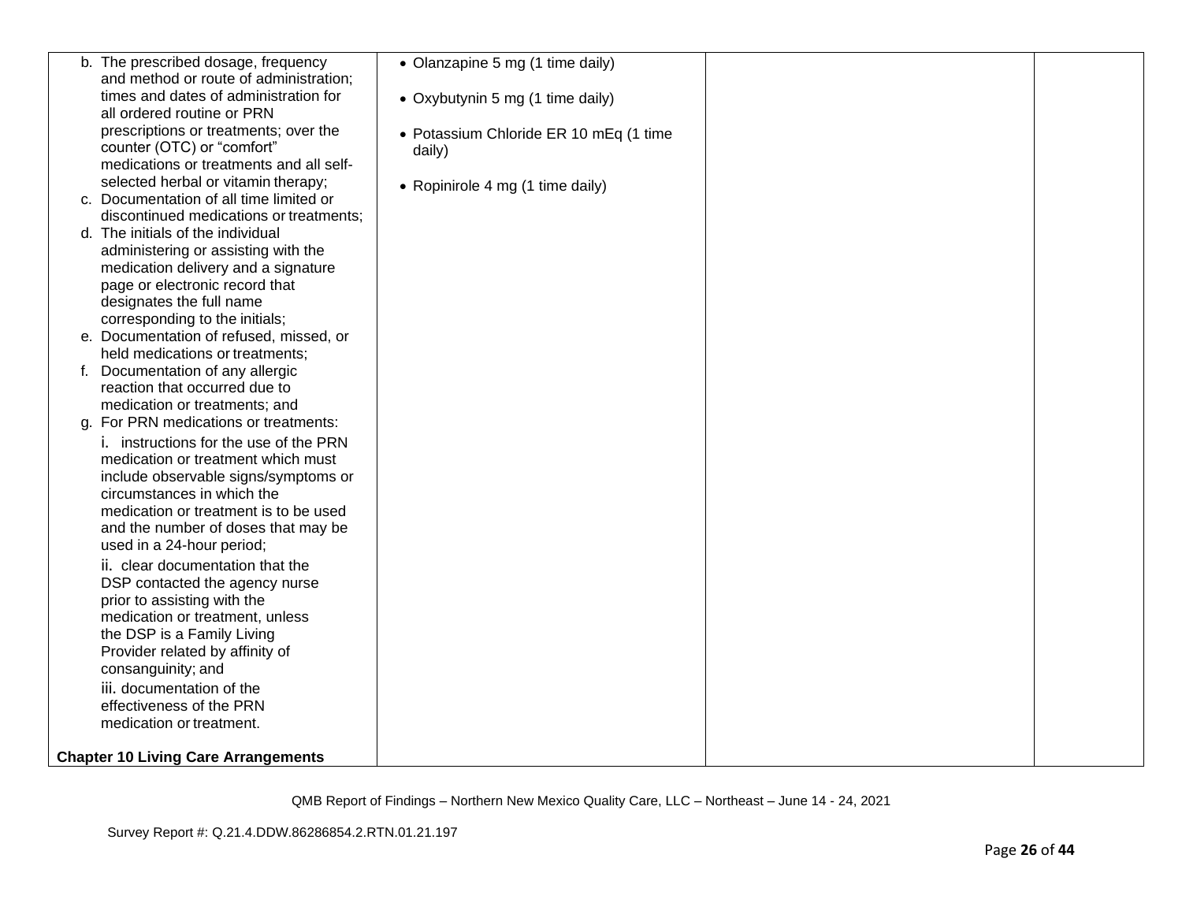| | | | |
|---|---|---|---|
| b. The prescribed dosage, frequency and method or route of administration; times and dates of administration for all ordered routine or PRN prescriptions or treatments; over the counter (OTC) or "comfort" medications or treatments and all self-selected herbal or vitamin therapy;<br>c. Documentation of all time limited or discontinued medications or treatments;<br>d. The initials of the individual administering or assisting with the medication delivery and a signature page or electronic record that designates the full name corresponding to the initials;<br>e. Documentation of refused, missed, or held medications or treatments;<br>f. Documentation of any allergic reaction that occurred due to medication or treatments; and<br>g. For PRN medications or treatments:<br>i. instructions for the use of the PRN medication or treatment which must include observable signs/symptoms or circumstances in which the medication or treatment is to be used and the number of doses that may be used in a 24-hour period;<br>ii. clear documentation that the DSP contacted the agency nurse prior to assisting with the medication or treatment, unless the DSP is a Family Living Provider related by affinity of consanguinity; and<br>iii. documentation of the effectiveness of the PRN medication or treatment.<br><br>**Chapter 10 Living Care Arrangements** | • Olanzapine 5 mg (1 time daily)<br><br>• Oxybutynin 5 mg (1 time daily)<br><br>• Potassium Chloride ER 10 mEq (1 time daily)<br><br>• Ropinirole 4 mg (1 time daily) | | |

QMB Report of Findings – Northern New Mexico Quality Care, LLC – Northeast – June 14 - 24, 2021

Survey Report #: Q.21.4.DDW.86286854.2.RTN.01.21.197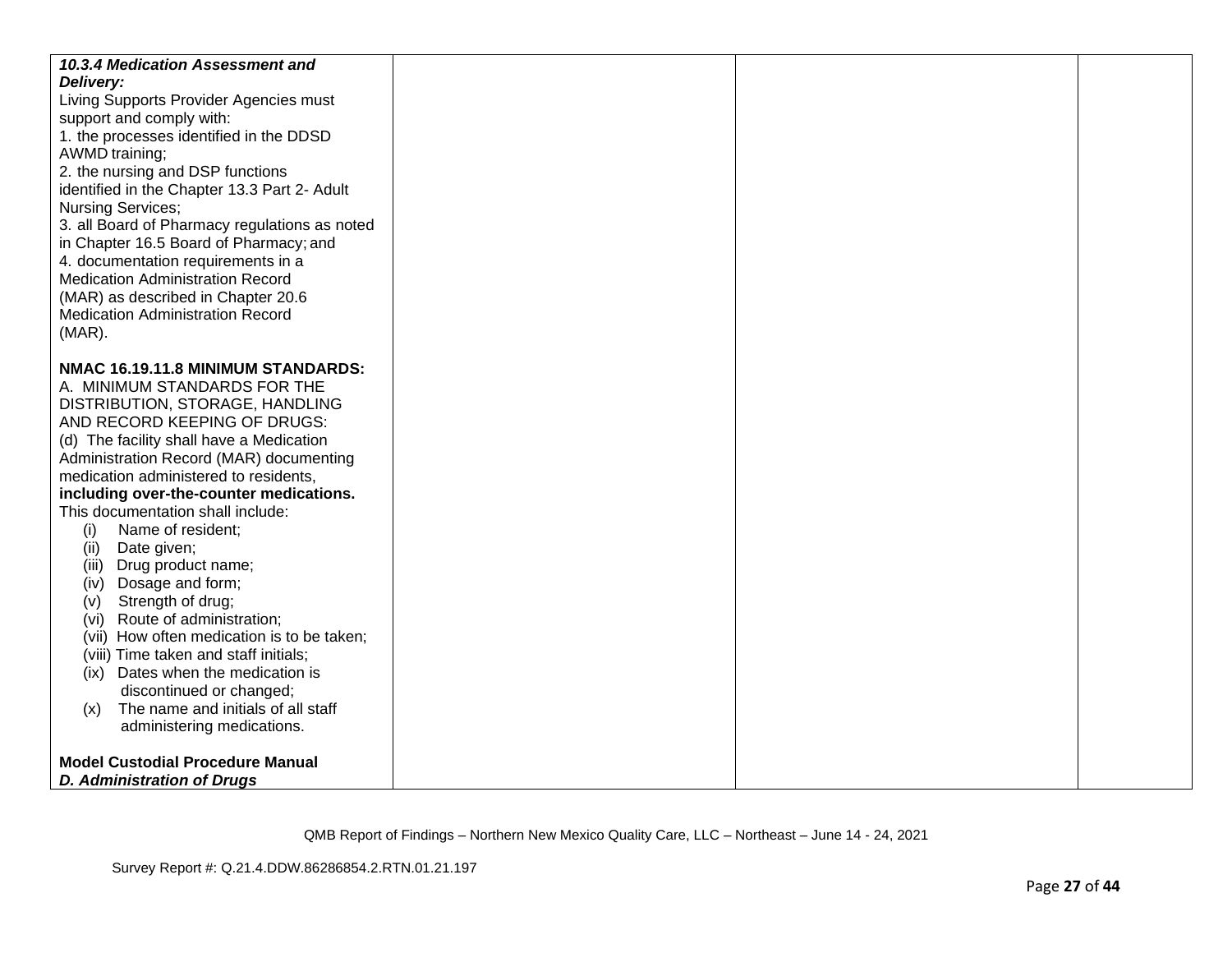| | | | |
|---|---|---|---|
| ***10.3.4 Medication Assessment and Delivery:*** <br>Living Supports Provider Agencies must support and comply with:<br>1. the processes identified in the DDSD AWMD training;<br>2. the nursing and DSP functions identified in the Chapter 13.3 Part 2- Adult Nursing Services;<br>3. all Board of Pharmacy regulations as noted in Chapter 16.5 Board of Pharmacy; and<br>4. documentation requirements in a Medication Administration Record (MAR) as described in Chapter 20.6 Medication Administration Record (MAR).<br><br>**NMAC 16.19.11.8 MINIMUM STANDARDS:**<br>A. MINIMUM STANDARDS FOR THE DISTRIBUTION, STORAGE, HANDLING AND RECORD KEEPING OF DRUGS:<br>(d) The facility shall have a Medication Administration Record (MAR) documenting medication administered to residents, **including over-the-counter medications.** This documentation shall include:<br>(i) Name of resident;<br>(ii) Date given;<br>(iii) Drug product name;<br>(iv) Dosage and form;<br>(v) Strength of drug;<br>(vi) Route of administration;<br>(vii) How often medication is to be taken;<br>(viii) Time taken and staff initials;<br>(ix) Dates when the medication is discontinued or changed;<br>(x) The name and initials of all staff administering medications.<br><br>**Model Custodial Procedure Manual**<br>***D. Administration of Drugs*** | | | |

QMB Report of Findings – Northern New Mexico Quality Care, LLC – Northeast – June 14 - 24, 2021

Survey Report #: Q.21.4.DDW.86286854.2.RTN.01.21.197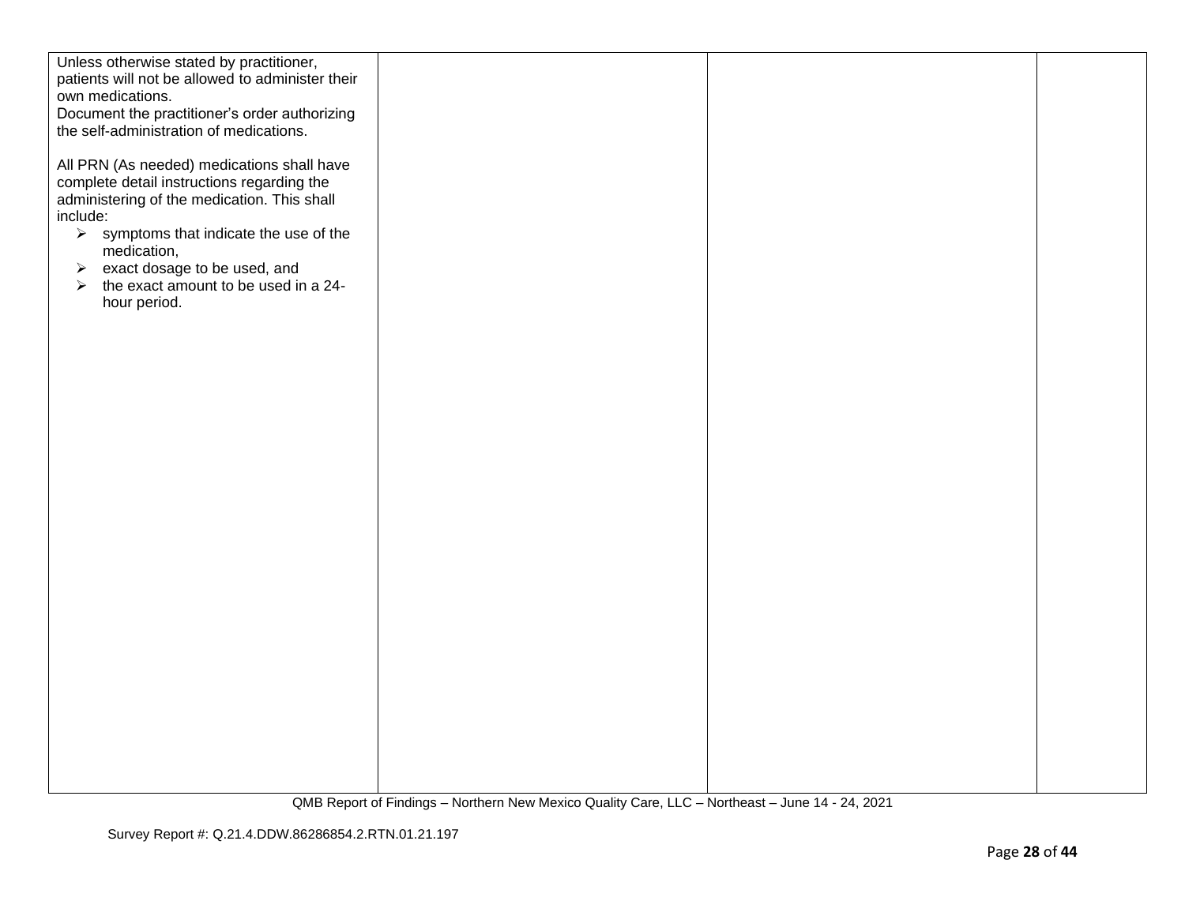| | | | |
|---|---|---|---|
| Unless otherwise stated by practitioner, patients will not be allowed to administer their own medications.<br>Document the practitioner's order authorizing the self-administration of medications.<br><br>All PRN (As needed) medications shall have complete detail instructions regarding the administering of the medication. This shall include:<br>➢ symptoms that indicate the use of the medication,<br>➢ exact dosage to be used, and<br>➢ the exact amount to be used in a 24-hour period. | | | |

QMB Report of Findings – Northern New Mexico Quality Care, LLC – Northeast – June 14 - 24, 2021

Survey Report #: Q.21.4.DDW.86286854.2.RTN.01.21.197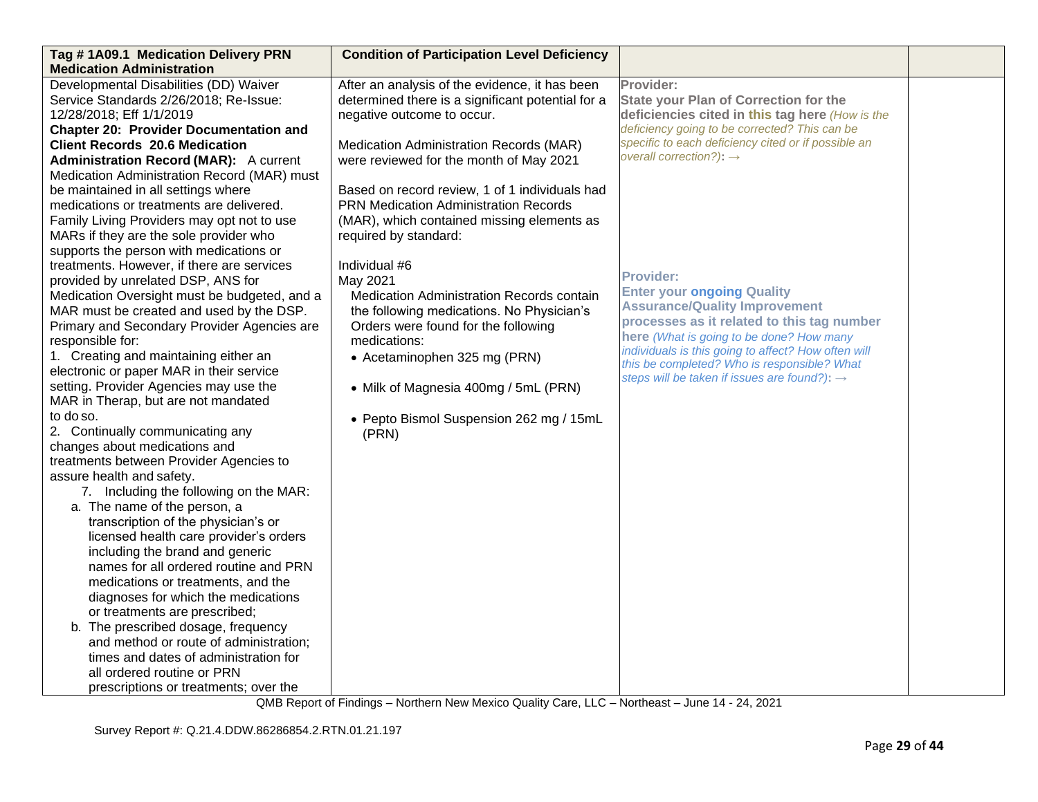| Tag # 1A09.1 Medication Delivery PRN Medication Administration | Condition of Participation Level Deficiency | | |
|---|---|---|---|
| Developmental Disabilities (DD) Waiver Service Standards 2/26/2018; Re-Issue: 12/28/2018; Eff 1/1/2019<br>**Chapter 20: Provider Documentation and Client Records 20.6 Medication Administration Record (MAR):** A current Medication Administration Record (MAR) must be maintained in all settings where medications or treatments are delivered. Family Living Providers may opt not to use MARs if they are the sole provider who supports the person with medications or treatments. However, if there are services provided by unrelated DSP, ANS for Medication Oversight must be budgeted, and a MAR must be created and used by the DSP. Primary and Secondary Provider Agencies are responsible for:<br>1. Creating and maintaining either an electronic or paper MAR in their service setting. Provider Agencies may use the MAR in Therap, but are not mandated to do so.<br>2. Continually communicating any changes about medications and treatments between Provider Agencies to assure health and safety.<br>7. Including the following on the MAR:<br>a. The name of the person, a transcription of the physician's or licensed health care provider's orders including the brand and generic names for all ordered routine and PRN medications or treatments, and the diagnoses for which the medications or treatments are prescribed;<br>b. The prescribed dosage, frequency and method or route of administration; times and dates of administration for all ordered routine or PRN prescriptions or treatments; over the | After an analysis of the evidence, it has been determined there is a significant potential for a negative outcome to occur.<br><br>Medication Administration Records (MAR) were reviewed for the month of May 2021<br><br>Based on record review, 1 of 1 individuals had PRN Medication Administration Records (MAR), which contained missing elements as required by standard:<br><br>Individual #6<br>May 2021<br>Medication Administration Records contain the following medications. No Physician's Orders were found for the following medications:<br>• Acetaminophen 325 mg (PRN)<br>• Milk of Magnesia 400mg / 5mL (PRN)<br>• Pepto Bismol Suspension 262 mg / 15mL (PRN) | **Provider:**<br>**State your Plan of Correction for the deficiencies cited in this tag here** *(How is the deficiency going to be corrected? This can be specific to each deficiency cited or if possible an overall correction?)*: →<br><br>**Provider:**<br>**Enter your ongoing Quality Assurance/Quality Improvement processes as it related to this tag number here** *(What is going to be done? How many individuals is this going to affect? How often will this be completed? Who is responsible? What steps will be taken if issues are found?)*: → | |

QMB Report of Findings – Northern New Mexico Quality Care, LLC – Northeast – June 14 - 24, 2021

Survey Report #: Q.21.4.DDW.86286854.2.RTN.01.21.197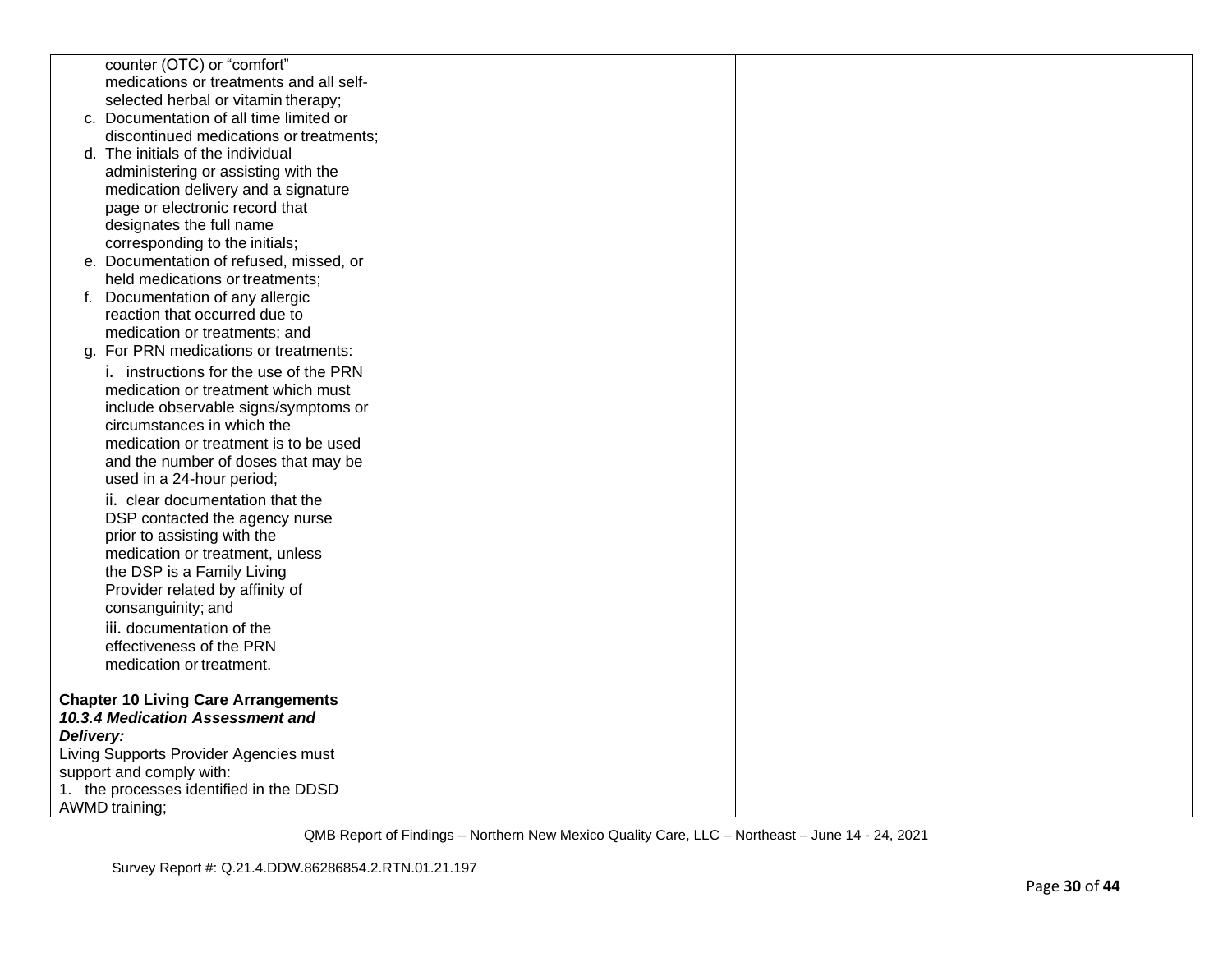| | | | |
|---|---|---|---|
| counter (OTC) or "comfort" medications or treatments and all self-selected herbal or vitamin therapy;<br>c. Documentation of all time limited or discontinued medications or treatments;<br>d. The initials of the individual administering or assisting with the medication delivery and a signature page or electronic record that designates the full name corresponding to the initials;<br>e. Documentation of refused, missed, or held medications or treatments;<br>f. Documentation of any allergic reaction that occurred due to medication or treatments; and<br>g. For PRN medications or treatments:<br>i. instructions for the use of the PRN medication or treatment which must include observable signs/symptoms or circumstances in which the medication or treatment is to be used and the number of doses that may be used in a 24-hour period;<br>ii. clear documentation that the DSP contacted the agency nurse prior to assisting with the medication or treatment, unless the DSP is a Family Living Provider related by affinity of consanguinity; and<br>iii. documentation of the effectiveness of the PRN medication or treatment.<br><br>**Chapter 10 Living Care Arrangements**<br>***10.3.4 Medication Assessment and Delivery:***<br>Living Supports Provider Agencies must support and comply with:<br>1. the processes identified in the DDSD AWMD training; | | | |

QMB Report of Findings – Northern New Mexico Quality Care, LLC – Northeast – June 14 - 24, 2021

Survey Report #: Q.21.4.DDW.86286854.2.RTN.01.21.197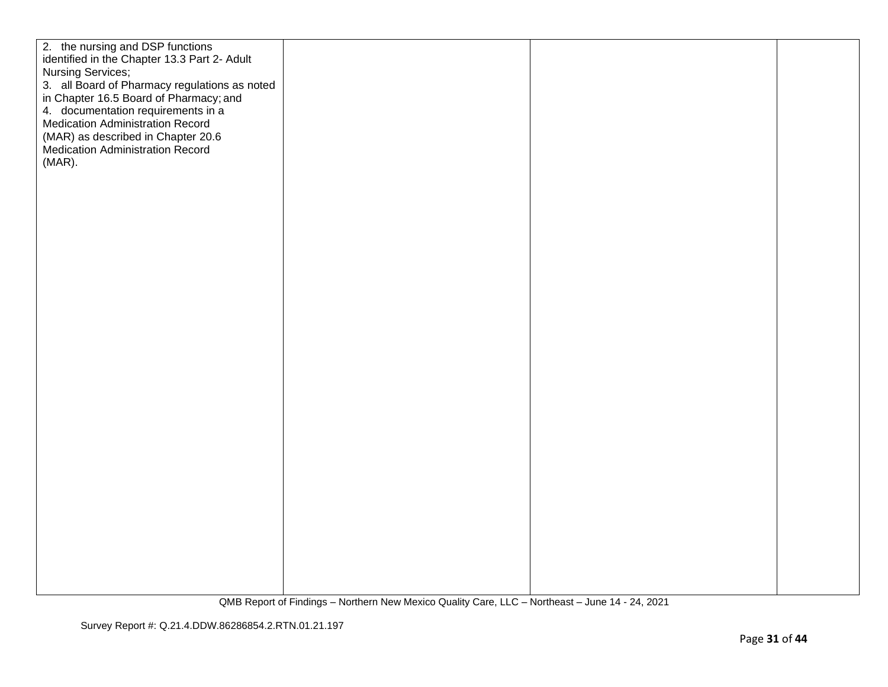| | | | |
|---|---|---|---|
| 2. the nursing and DSP functions identified in the Chapter 13.3 Part 2- Adult Nursing Services;<br>3. all Board of Pharmacy regulations as noted in Chapter 16.5 Board of Pharmacy; and<br>4. documentation requirements in a Medication Administration Record (MAR) as described in Chapter 20.6 Medication Administration Record (MAR). | | | |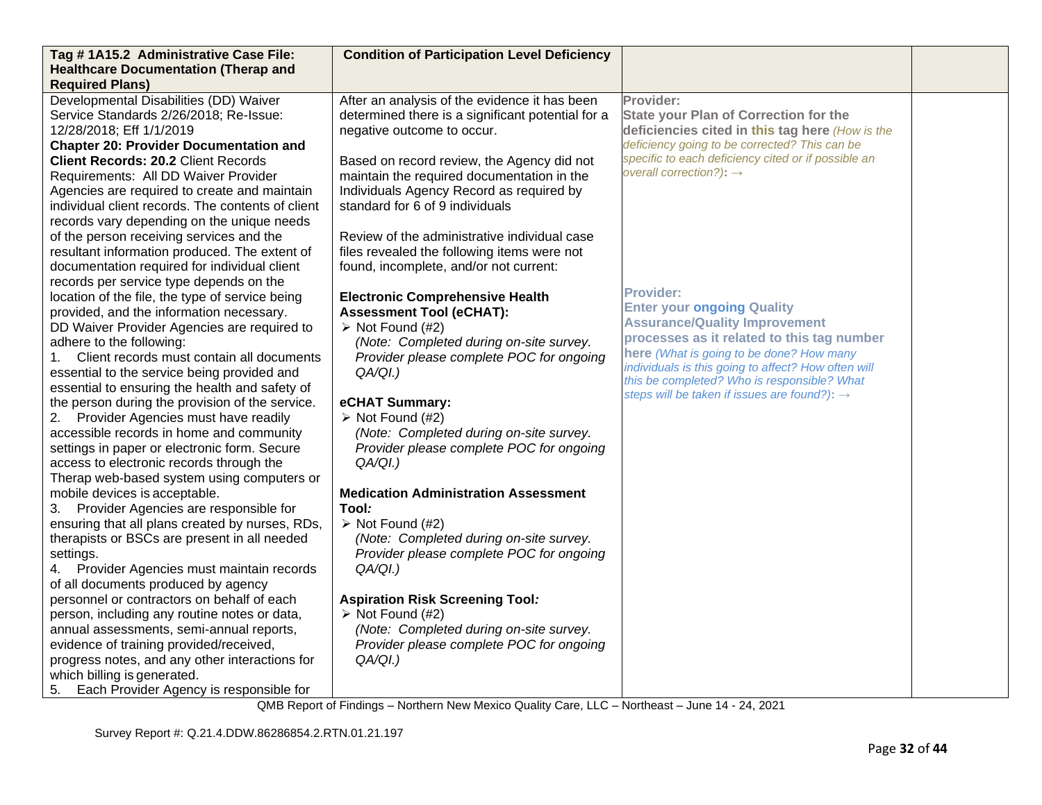| **Tag # 1A15.2 Administrative Case File: Healthcare Documentation (Therap and Required Plans)** | **Condition of Participation Level Deficiency** | | |
|---|---|---|---|
| Developmental Disabilities (DD) Waiver Service Standards 2/26/2018; Re-Issue: 12/28/2018; Eff 1/1/2019<br>**Chapter 20: Provider Documentation and Client Records: 20.2** Client Records Requirements: All DD Waiver Provider Agencies are required to create and maintain individual client records. The contents of client records vary depending on the unique needs of the person receiving services and the resultant information produced. The extent of documentation required for individual client records per service type depends on the location of the file, the type of service being provided, and the information necessary.<br>DD Waiver Provider Agencies are required to adhere to the following:<br>1. Client records must contain all documents essential to the service being provided and essential to ensuring the health and safety of the person during the provision of the service.<br>2. Provider Agencies must have readily accessible records in home and community settings in paper or electronic form. Secure access to electronic records through the Therap web-based system using computers or mobile devices is acceptable.<br>3. Provider Agencies are responsible for ensuring that all plans created by nurses, RDs, therapists or BSCs are present in all needed settings.<br>4. Provider Agencies must maintain records of all documents produced by agency personnel or contractors on behalf of each person, including any routine notes or data, annual assessments, semi-annual reports, evidence of training provided/received, progress notes, and any other interactions for which billing is generated.<br>5. Each Provider Agency is responsible for | After an analysis of the evidence it has been determined there is a significant potential for a negative outcome to occur.<br><br>Based on record review, the Agency did not maintain the required documentation in the Individuals Agency Record as required by standard for 6 of 9 individuals<br><br>Review of the administrative individual case files revealed the following items were not found, incomplete, and/or not current:<br><br>**Electronic Comprehensive Health Assessment Tool (eCHAT):**<br>➢ Not Found (#2)<br>*(Note: Completed during on-site survey. Provider please complete POC for ongoing QA/QI.)*<br><br>**eCHAT Summary:**<br>➢ Not Found (#2)<br>*(Note: Completed during on-site survey. Provider please complete POC for ongoing QA/QI.)*<br><br>**Medication Administration Assessment Tool:**<br>➢ Not Found (#2)<br>*(Note: Completed during on-site survey. Provider please complete POC for ongoing QA/QI.)*<br><br>**Aspiration Risk Screening Tool:**<br>➢ Not Found (#2)<br>*(Note: Completed during on-site survey. Provider please complete POC for ongoing QA/QI.)* | **Provider:**<br>**State your Plan of Correction for the deficiencies cited in this tag here** *(How is the deficiency going to be corrected? This can be specific to each deficiency cited or if possible an overall correction?)*: →<br><br>**Provider:**<br>**Enter your ongoing Quality Assurance/Quality Improvement processes as it related to this tag number here** *(What is going to be done? How many individuals is this going to affect? How often will this be completed? Who is responsible? What steps will be taken if issues are found?)*: → | |

QMB Report of Findings – Northern New Mexico Quality Care, LLC – Northeast – June 14 - 24, 2021

Survey Report #: Q.21.4.DDW.86286854.2.RTN.01.21.197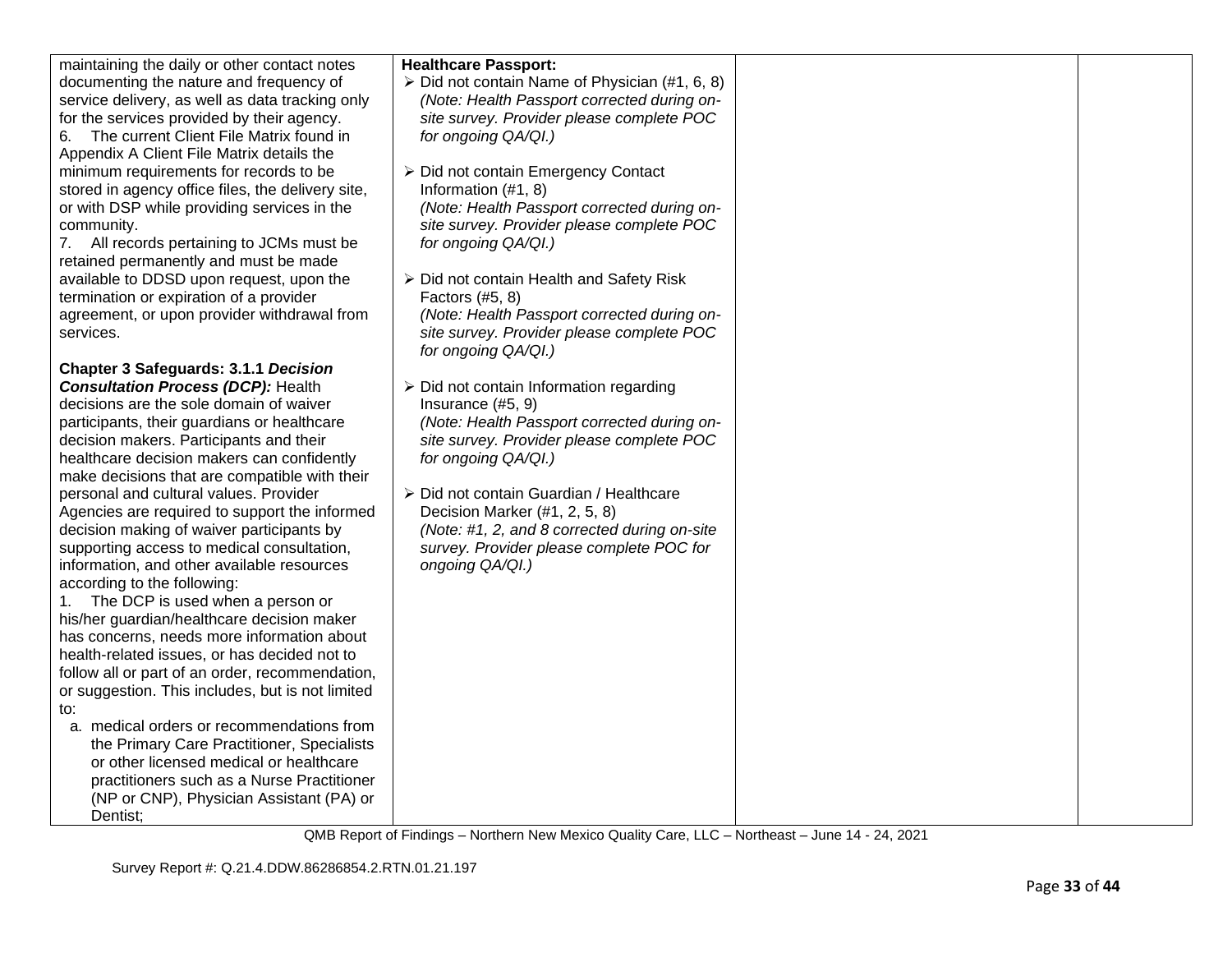| | | | |
|---|---|---|---|
| maintaining the daily or other contact notes documenting the nature and frequency of service delivery, as well as data tracking only for the services provided by their agency.<br>6. The current Client File Matrix found in Appendix A Client File Matrix details the minimum requirements for records to be stored in agency office files, the delivery site, or with DSP while providing services in the community.<br>7. All records pertaining to JCMs must be retained permanently and must be made available to DDSD upon request, upon the termination or expiration of a provider agreement, or upon provider withdrawal from services.<br><br>**Chapter 3 Safeguards: 3.1.1 *Decision Consultation Process (DCP):*** Health decisions are the sole domain of waiver participants, their guardians or healthcare decision makers. Participants and their healthcare decision makers can confidently make decisions that are compatible with their personal and cultural values. Provider Agencies are required to support the informed decision making of waiver participants by supporting access to medical consultation, information, and other available resources according to the following:<br>1. The DCP is used when a person or his/her guardian/healthcare decision maker has concerns, needs more information about health-related issues, or has decided not to follow all or part of an order, recommendation, or suggestion. This includes, but is not limited to:<br>a. medical orders or recommendations from the Primary Care Practitioner, Specialists or other licensed medical or healthcare practitioners such as a Nurse Practitioner (NP or CNP), Physician Assistant (PA) or Dentist; | **Healthcare Passport:**<br>➢ Did not contain Name of Physician (#1, 6, 8) *(Note: Health Passport corrected during on-site survey. Provider please complete POC for ongoing QA/QI.)*<br><br>➢ Did not contain Emergency Contact Information (#1, 8) *(Note: Health Passport corrected during on-site survey. Provider please complete POC for ongoing QA/QI.)*<br><br>➢ Did not contain Health and Safety Risk Factors (#5, 8) *(Note: Health Passport corrected during on-site survey. Provider please complete POC for ongoing QA/QI.)*<br><br>➢ Did not contain Information regarding Insurance (#5, 9) *(Note: Health Passport corrected during on-site survey. Provider please complete POC for ongoing QA/QI.)*<br><br>➢ Did not contain Guardian / Healthcare Decision Marker (#1, 2, 5, 8) *(Note: #1, 2, and 8 corrected during on-site survey. Provider please complete POC for ongoing QA/QI.)* | | |

QMB Report of Findings – Northern New Mexico Quality Care, LLC – Northeast – June 14 - 24, 2021

Survey Report #: Q.21.4.DDW.86286854.2.RTN.01.21.197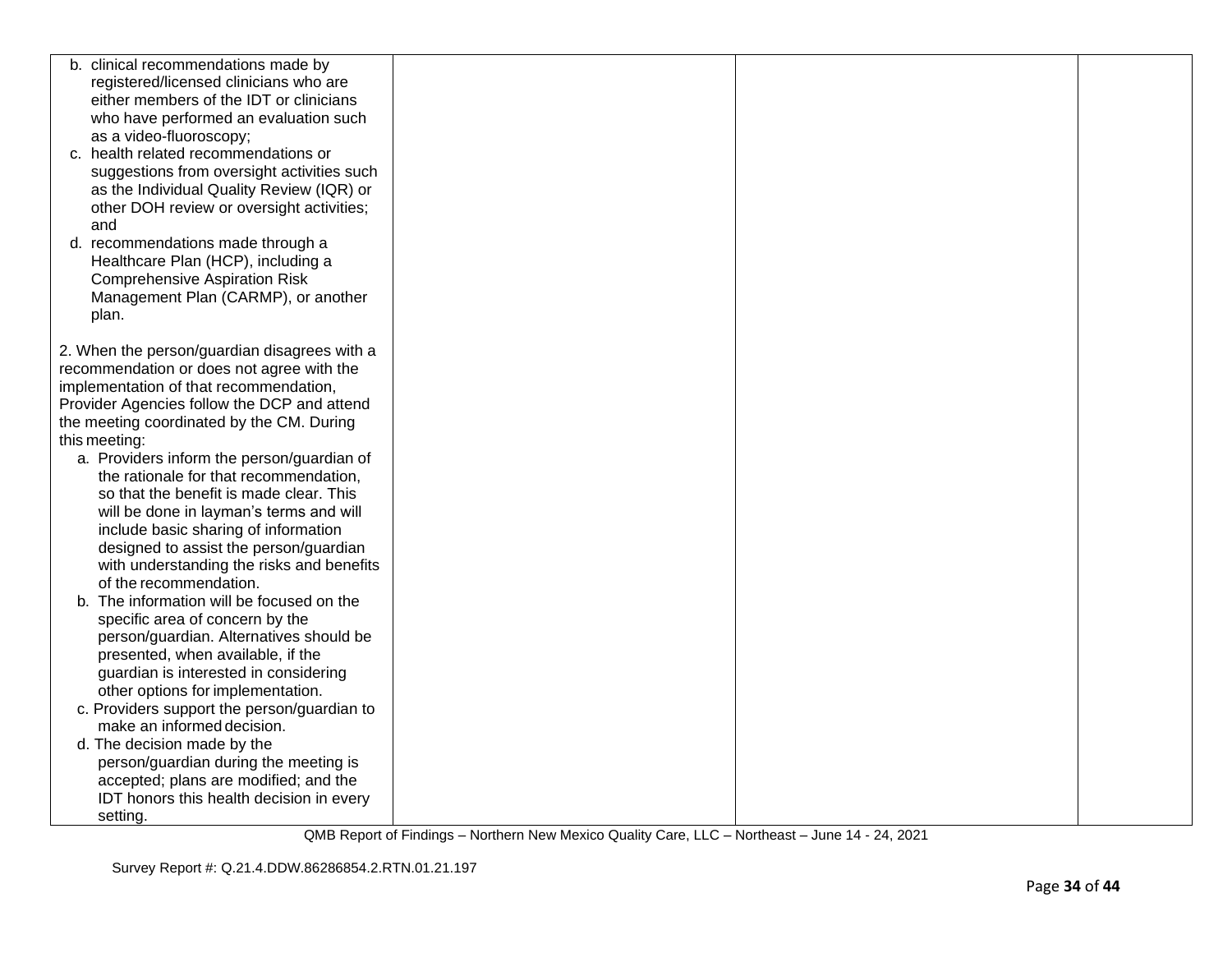| | | | |
|---|---|---|---|
| b. clinical recommendations made by registered/licensed clinicians who are either members of the IDT or clinicians who have performed an evaluation such as a video-fluoroscopy;<br>c. health related recommendations or suggestions from oversight activities such as the Individual Quality Review (IQR) or other DOH review or oversight activities; and<br>d. recommendations made through a Healthcare Plan (HCP), including a Comprehensive Aspiration Risk Management Plan (CARMP), or another plan.<br><br>2. When the person/guardian disagrees with a recommendation or does not agree with the implementation of that recommendation, Provider Agencies follow the DCP and attend the meeting coordinated by the CM. During this meeting:<br>a. Providers inform the person/guardian of the rationale for that recommendation, so that the benefit is made clear. This will be done in layman's terms and will include basic sharing of information designed to assist the person/guardian with understanding the risks and benefits of the recommendation.<br>b. The information will be focused on the specific area of concern by the person/guardian. Alternatives should be presented, when available, if the guardian is interested in considering other options for implementation.<br>c. Providers support the person/guardian to make an informed decision.<br>d. The decision made by the person/guardian during the meeting is accepted; plans are modified; and the IDT honors this health decision in every setting. | | | |

QMB Report of Findings – Northern New Mexico Quality Care, LLC – Northeast – June 14 - 24, 2021

Survey Report #: Q.21.4.DDW.86286854.2.RTN.01.21.197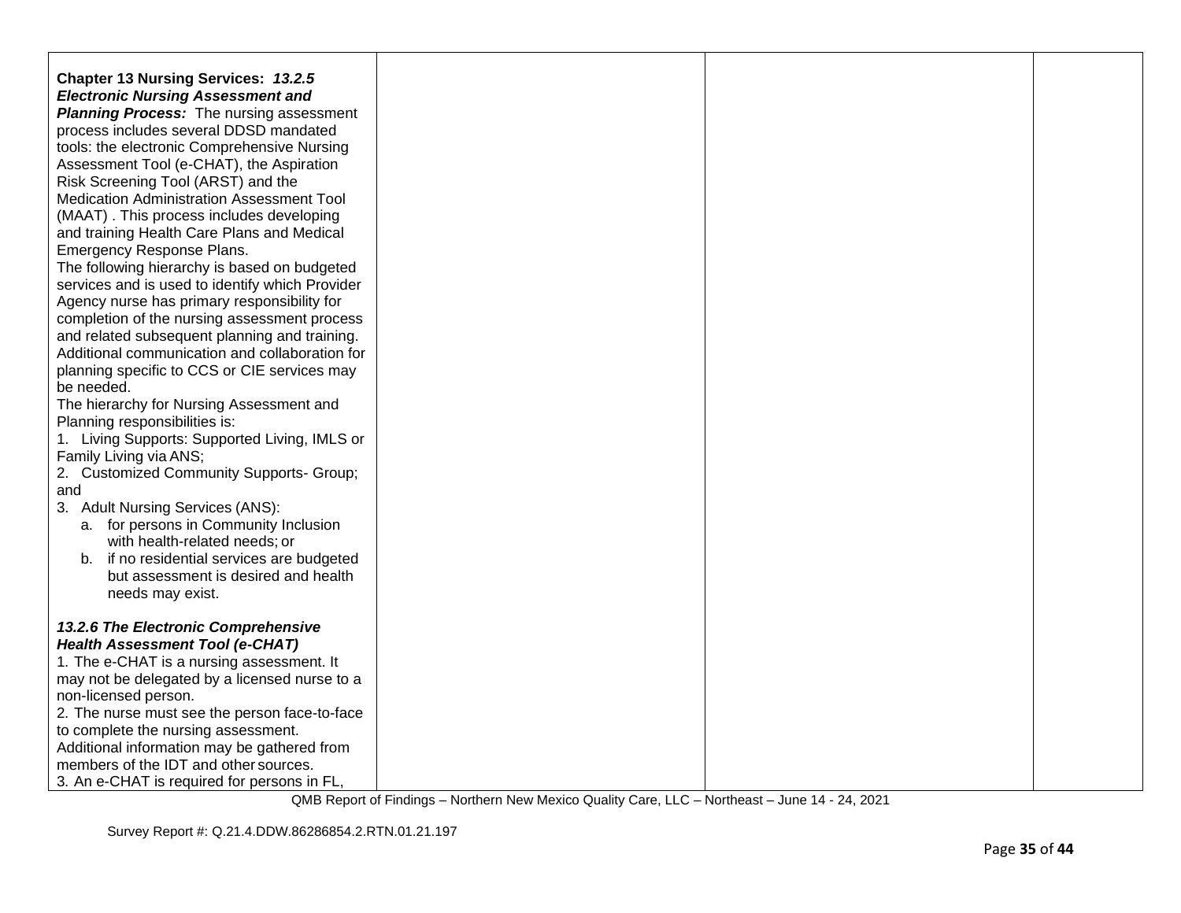| | | | |
|---|---|---|---|
| **Chapter 13 Nursing Services:** ***13.2.5 Electronic Nursing Assessment and Planning Process:*** The nursing assessment process includes several DDSD mandated tools: the electronic Comprehensive Nursing Assessment Tool (e-CHAT), the Aspiration Risk Screening Tool (ARST) and the Medication Administration Assessment Tool (MAAT) . This process includes developing and training Health Care Plans and Medical Emergency Response Plans.<br>The following hierarchy is based on budgeted services and is used to identify which Provider Agency nurse has primary responsibility for completion of the nursing assessment process and related subsequent planning and training. Additional communication and collaboration for planning specific to CCS or CIE services may be needed.<br>The hierarchy for Nursing Assessment and Planning responsibilities is:<br>1. Living Supports: Supported Living, IMLS or Family Living via ANS;<br>2. Customized Community Supports- Group; and<br>3. Adult Nursing Services (ANS):<br>a. for persons in Community Inclusion with health-related needs; or<br>b. if no residential services are budgeted but assessment is desired and health needs may exist.<br><br>***13.2.6 The Electronic Comprehensive Health Assessment Tool (e-CHAT)***<br>1. The e-CHAT is a nursing assessment. It may not be delegated by a licensed nurse to a non-licensed person.<br>2. The nurse must see the person face-to-face to complete the nursing assessment. Additional information may be gathered from members of the IDT and other sources.<br>3. An e-CHAT is required for persons in FL, | | | |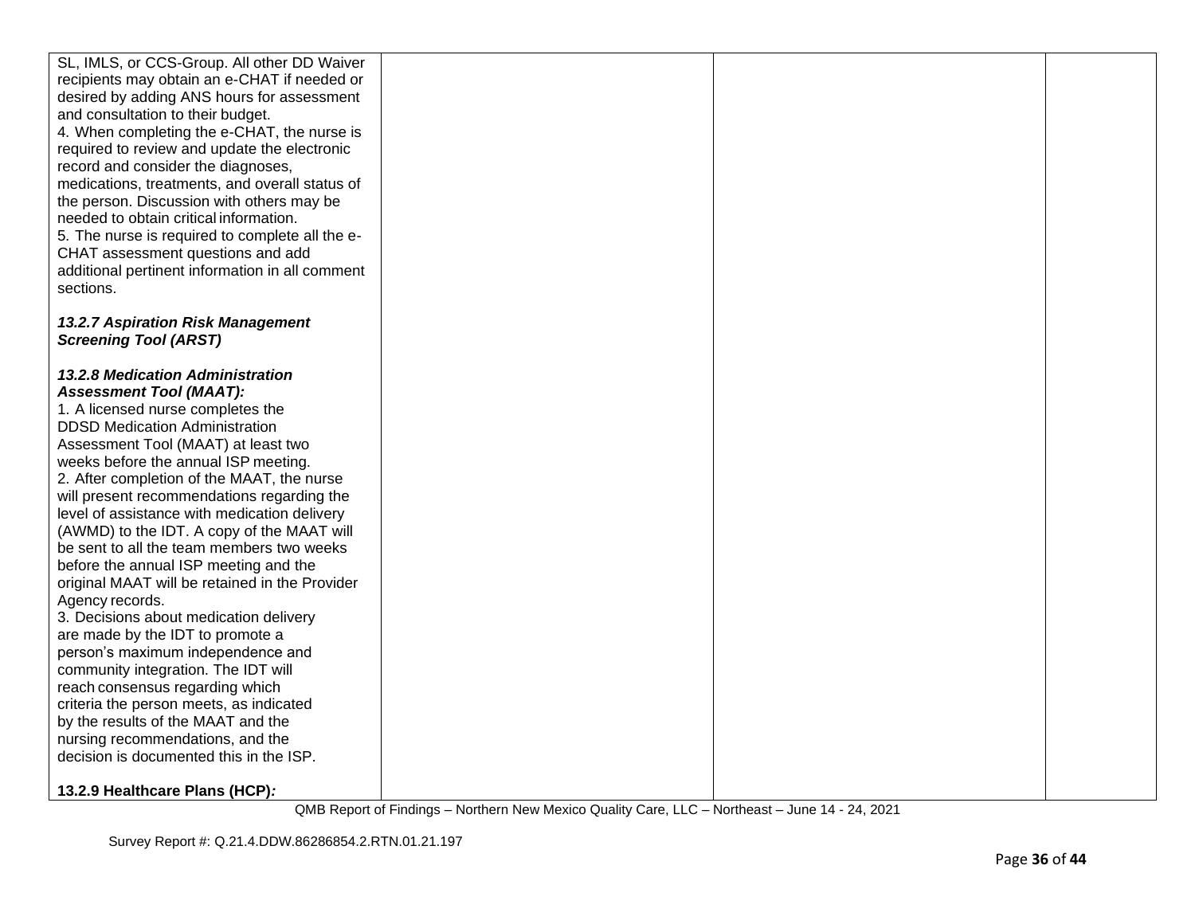| | | | |
|---|---|---|---|
| SL, IMLS, or CCS-Group. All other DD Waiver recipients may obtain an e-CHAT if needed or desired by adding ANS hours for assessment and consultation to their budget.<br>4. When completing the e-CHAT, the nurse is required to review and update the electronic record and consider the diagnoses, medications, treatments, and overall status of the person. Discussion with others may be needed to obtain critical information.<br>5. The nurse is required to complete all the e-CHAT assessment questions and add additional pertinent information in all comment sections.<br><br>***13.2.7 Aspiration Risk Management Screening Tool (ARST)***<br><br>***13.2.8 Medication Administration Assessment Tool (MAAT):***<br>1. A licensed nurse completes the DDSD Medication Administration Assessment Tool (MAAT) at least two weeks before the annual ISP meeting.<br>2. After completion of the MAAT, the nurse will present recommendations regarding the level of assistance with medication delivery (AWMD) to the IDT. A copy of the MAAT will be sent to all the team members two weeks before the annual ISP meeting and the original MAAT will be retained in the Provider Agency records.<br>3. Decisions about medication delivery are made by the IDT to promote a person's maximum independence and community integration. The IDT will reach consensus regarding which criteria the person meets, as indicated by the results of the MAAT and the nursing recommendations, and the decision is documented this in the ISP.<br><br>**13.2.9 Healthcare Plans (HCP)*:*** | | | |

QMB Report of Findings – Northern New Mexico Quality Care, LLC – Northeast – June 14 - 24, 2021

Survey Report #: Q.21.4.DDW.86286854.2.RTN.01.21.197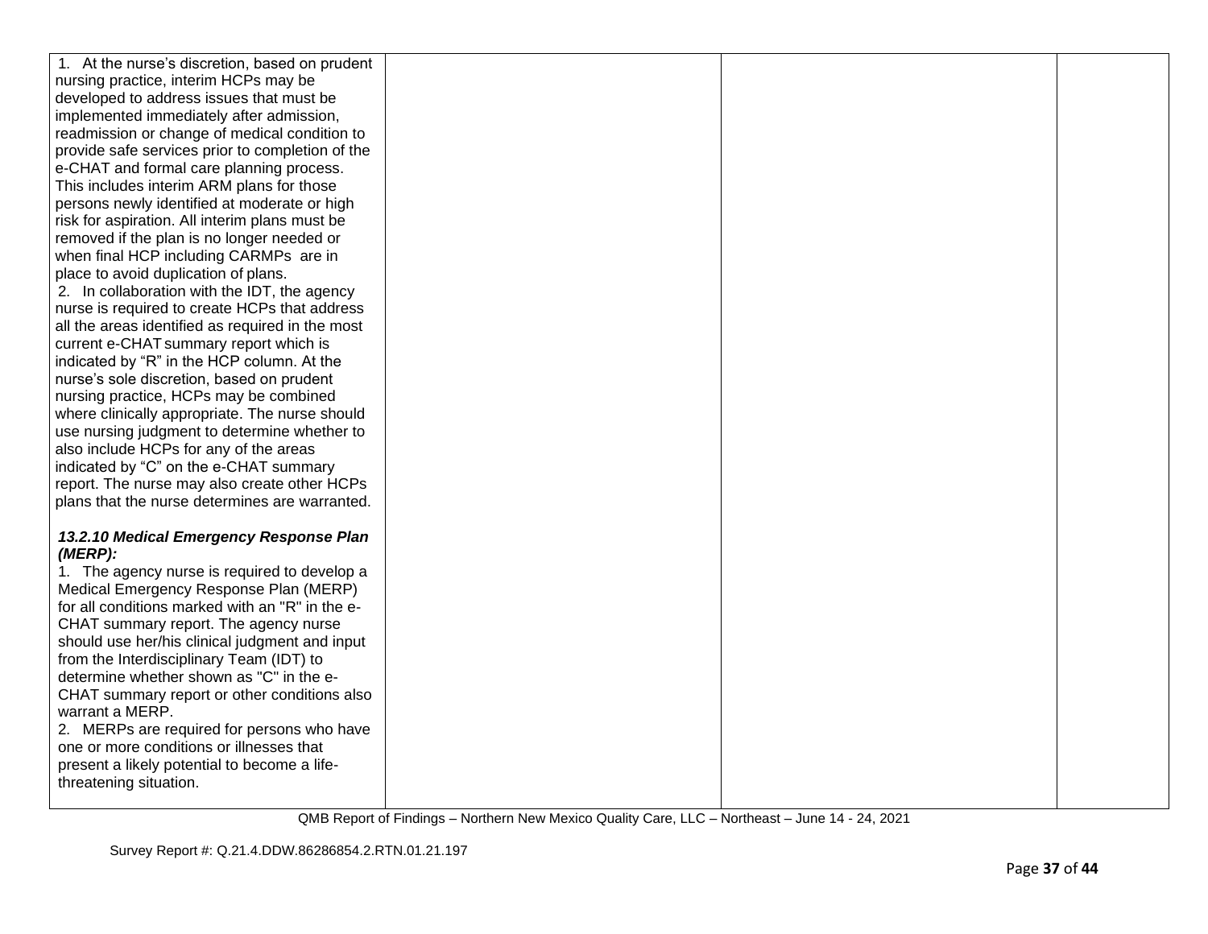| | | | |
|---|---|---|---|
| 1. At the nurse's discretion, based on prudent nursing practice, interim HCPs may be developed to address issues that must be implemented immediately after admission, readmission or change of medical condition to provide safe services prior to completion of the e-CHAT and formal care planning process. This includes interim ARM plans for those persons newly identified at moderate or high risk for aspiration. All interim plans must be removed if the plan is no longer needed or when final HCP including CARMPs are in place to avoid duplication of plans.<br>2. In collaboration with the IDT, the agency nurse is required to create HCPs that address all the areas identified as required in the most current e-CHAT summary report which is indicated by "R" in the HCP column. At the nurse's sole discretion, based on prudent nursing practice, HCPs may be combined where clinically appropriate. The nurse should use nursing judgment to determine whether to also include HCPs for any of the areas indicated by "C" on the e-CHAT summary report. The nurse may also create other HCPs plans that the nurse determines are warranted.<br><br>***13.2.10 Medical Emergency Response Plan (MERP):***<br>1. The agency nurse is required to develop a Medical Emergency Response Plan (MERP) for all conditions marked with an "R" in the e-CHAT summary report. The agency nurse should use her/his clinical judgment and input from the Interdisciplinary Team (IDT) to determine whether shown as "C" in the e-CHAT summary report or other conditions also warrant a MERP.<br>2. MERPs are required for persons who have one or more conditions or illnesses that present a likely potential to become a life-threatening situation. | | | |

QMB Report of Findings – Northern New Mexico Quality Care, LLC – Northeast – June 14 - 24, 2021

Survey Report #: Q.21.4.DDW.86286854.2.RTN.01.21.197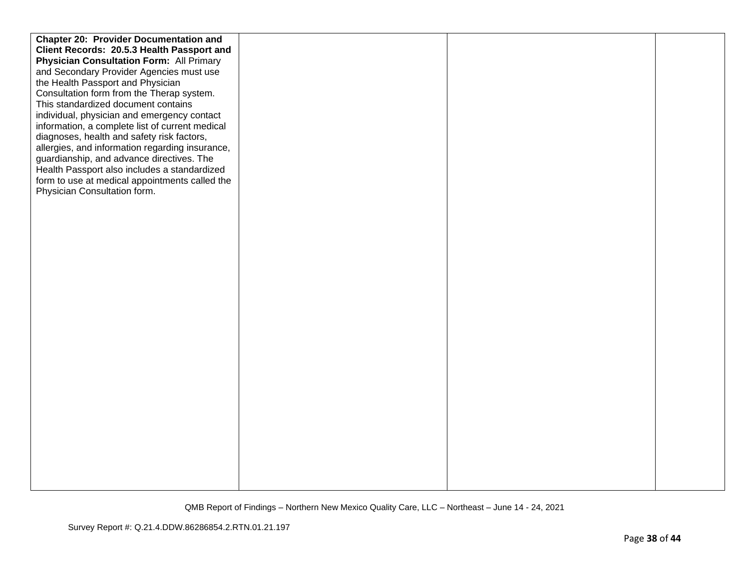| | | | |
|---|---|---|---|
| **Chapter 20: Provider Documentation and Client Records: 20.5.3 Health Passport and Physician Consultation Form:** All Primary and Secondary Provider Agencies must use the Health Passport and Physician Consultation form from the Therap system. This standardized document contains individual, physician and emergency contact information, a complete list of current medical diagnoses, health and safety risk factors, allergies, and information regarding insurance, guardianship, and advance directives. The Health Passport also includes a standardized form to use at medical appointments called the Physician Consultation form. | | | |

QMB Report of Findings – Northern New Mexico Quality Care, LLC – Northeast – June 14 - 24, 2021

Survey Report #: Q.21.4.DDW.86286854.2.RTN.01.21.197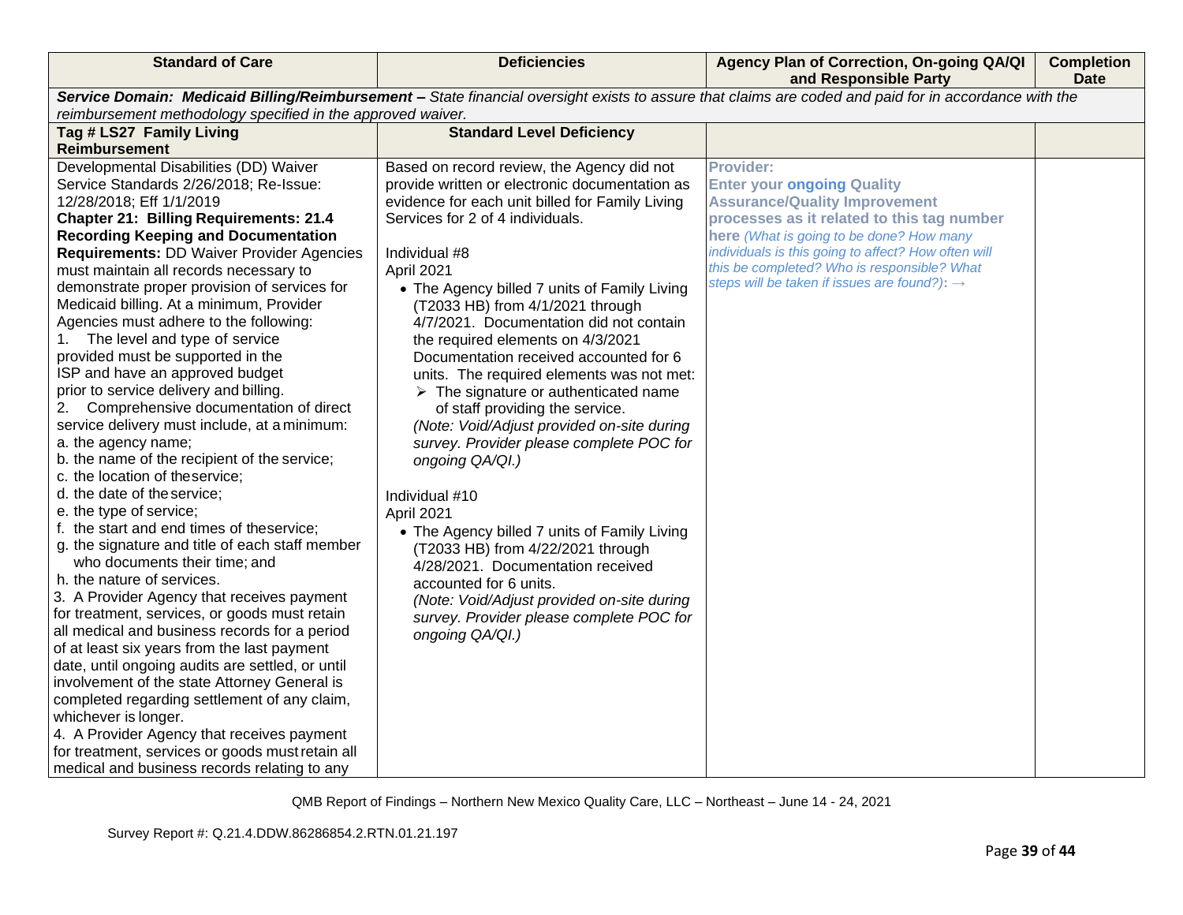| Standard of Care | Deficiencies | Agency Plan of Correction, On-going QA/QI and Responsible Party | Completion Date |
|---|---|---|---|
| ***Service Domain: Medicaid Billing/Reimbursement –*** *State financial oversight exists to assure that claims are coded and paid for in accordance with the reimbursement methodology specified in the approved waiver.* | | | |
| **Tag # LS27 Family Living Reimbursement** | **Standard Level Deficiency** | | |
| Developmental Disabilities (DD) Waiver Service Standards 2/26/2018; Re-Issue: 12/28/2018; Eff 1/1/2019<br>**Chapter 21: Billing Requirements: 21.4 Recording Keeping and Documentation Requirements:** DD Waiver Provider Agencies must maintain all records necessary to demonstrate proper provision of services for Medicaid billing. At a minimum, Provider Agencies must adhere to the following:<br>1. The level and type of service provided must be supported in the ISP and have an approved budget prior to service delivery and billing.<br>2. Comprehensive documentation of direct service delivery must include, at a minimum:<br>a. the agency name;<br>b. the name of the recipient of the service;<br>c. the location of the service;<br>d. the date of the service;<br>e. the type of service;<br>f. the start and end times of the service;<br>g. the signature and title of each staff member who documents their time; and<br>h. the nature of services.<br>3. A Provider Agency that receives payment for treatment, services, or goods must retain all medical and business records for a period of at least six years from the last payment date, until ongoing audits are settled, or until involvement of the state Attorney General is completed regarding settlement of any claim, whichever is longer.<br>4. A Provider Agency that receives payment for treatment, services or goods must retain all medical and business records relating to any | Based on record review, the Agency did not provide written or electronic documentation as evidence for each unit billed for Family Living Services for 2 of 4 individuals.<br><br>Individual #8<br>April 2021<br>• The Agency billed 7 units of Family Living (T2033 HB) from 4/1/2021 through 4/7/2021. Documentation did not contain the required elements on 4/3/2021 Documentation received accounted for 6 units. The required elements was not met:<br>➢ The signature or authenticated name of staff providing the service.<br>*(Note: Void/Adjust provided on-site during survey. Provider please complete POC for ongoing QA/QI.)*<br><br>Individual #10<br>April 2021<br>• The Agency billed 7 units of Family Living (T2033 HB) from 4/22/2021 through 4/28/2021. Documentation received accounted for 6 units.<br>*(Note: Void/Adjust provided on-site during survey. Provider please complete POC for ongoing QA/QI.)* | **Provider:**<br>**Enter your ongoing Quality Assurance/Quality Improvement processes as it related to this tag number here** *(What is going to be done? How many individuals is this going to affect? How often will this be completed? Who is responsible? What steps will be taken if issues are found?)*: → | |

QMB Report of Findings – Northern New Mexico Quality Care, LLC – Northeast – June 14 - 24, 2021

Survey Report #: Q.21.4.DDW.86286854.2.RTN.01.21.197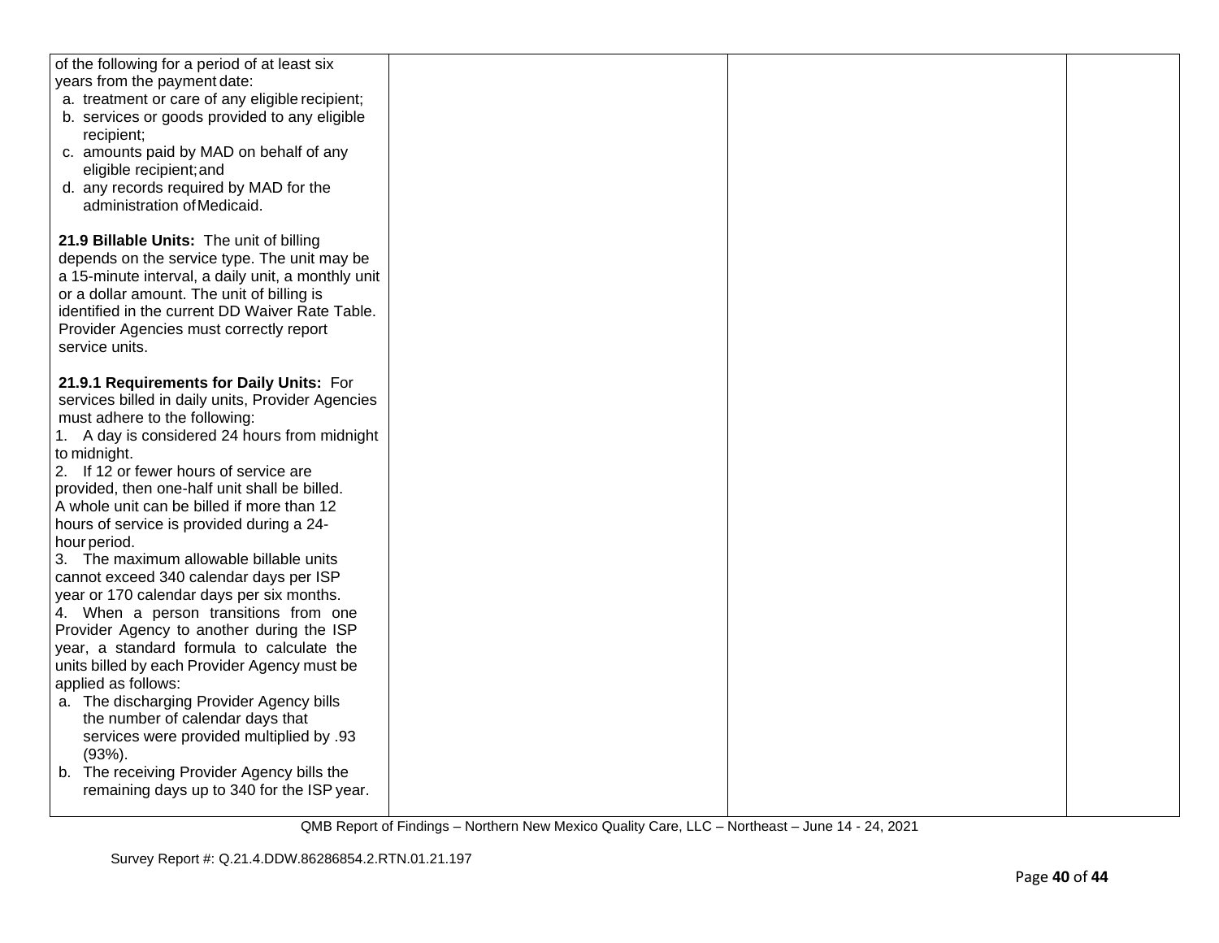| | | | |
|---|---|---|---|
| of the following for a period of at least six years from the payment date:<br>a. treatment or care of any eligible recipient;<br>b. services or goods provided to any eligible recipient;<br>c. amounts paid by MAD on behalf of any eligible recipient; and<br>d. any records required by MAD for the administration of Medicaid.<br><br>**21.9 Billable Units:** The unit of billing depends on the service type. The unit may be a 15-minute interval, a daily unit, a monthly unit or a dollar amount. The unit of billing is identified in the current DD Waiver Rate Table. Provider Agencies must correctly report service units.<br><br>**21.9.1 Requirements for Daily Units:** For services billed in daily units, Provider Agencies must adhere to the following:<br>1. A day is considered 24 hours from midnight to midnight.<br>2. If 12 or fewer hours of service are provided, then one-half unit shall be billed. A whole unit can be billed if more than 12 hours of service is provided during a 24-hour period.<br>3. The maximum allowable billable units cannot exceed 340 calendar days per ISP year or 170 calendar days per six months.<br>4. When a person transitions from one Provider Agency to another during the ISP year, a standard formula to calculate the units billed by each Provider Agency must be applied as follows:<br>a. The discharging Provider Agency bills the number of calendar days that services were provided multiplied by .93 (93%).<br>b. The receiving Provider Agency bills the remaining days up to 340 for the ISP year. | | | |

QMB Report of Findings – Northern New Mexico Quality Care, LLC – Northeast – June 14 - 24, 2021

Survey Report #: Q.21.4.DDW.86286854.2.RTN.01.21.197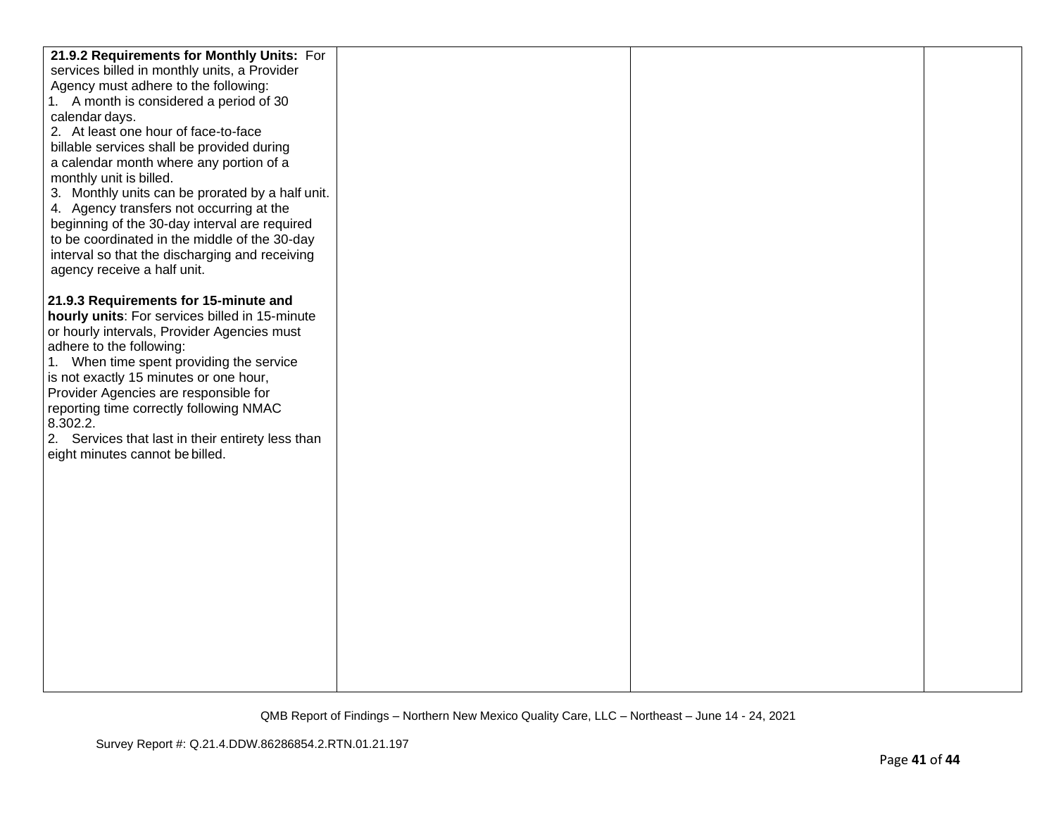| | | | |
|---|---|---|---|
| **21.9.2 Requirements for Monthly Units:** For services billed in monthly units, a Provider Agency must adhere to the following:<br>1. A month is considered a period of 30 calendar days.<br>2. At least one hour of face-to-face billable services shall be provided during a calendar month where any portion of a monthly unit is billed.<br>3. Monthly units can be prorated by a half unit.<br>4. Agency transfers not occurring at the beginning of the 30-day interval are required to be coordinated in the middle of the 30-day interval so that the discharging and receiving agency receive a half unit.<br><br>**21.9.3 Requirements for 15-minute and hourly units**: For services billed in 15-minute or hourly intervals, Provider Agencies must adhere to the following:<br>1. When time spent providing the service is not exactly 15 minutes or one hour, Provider Agencies are responsible for reporting time correctly following NMAC 8.302.2.<br>2. Services that last in their entirety less than eight minutes cannot be billed. | | | |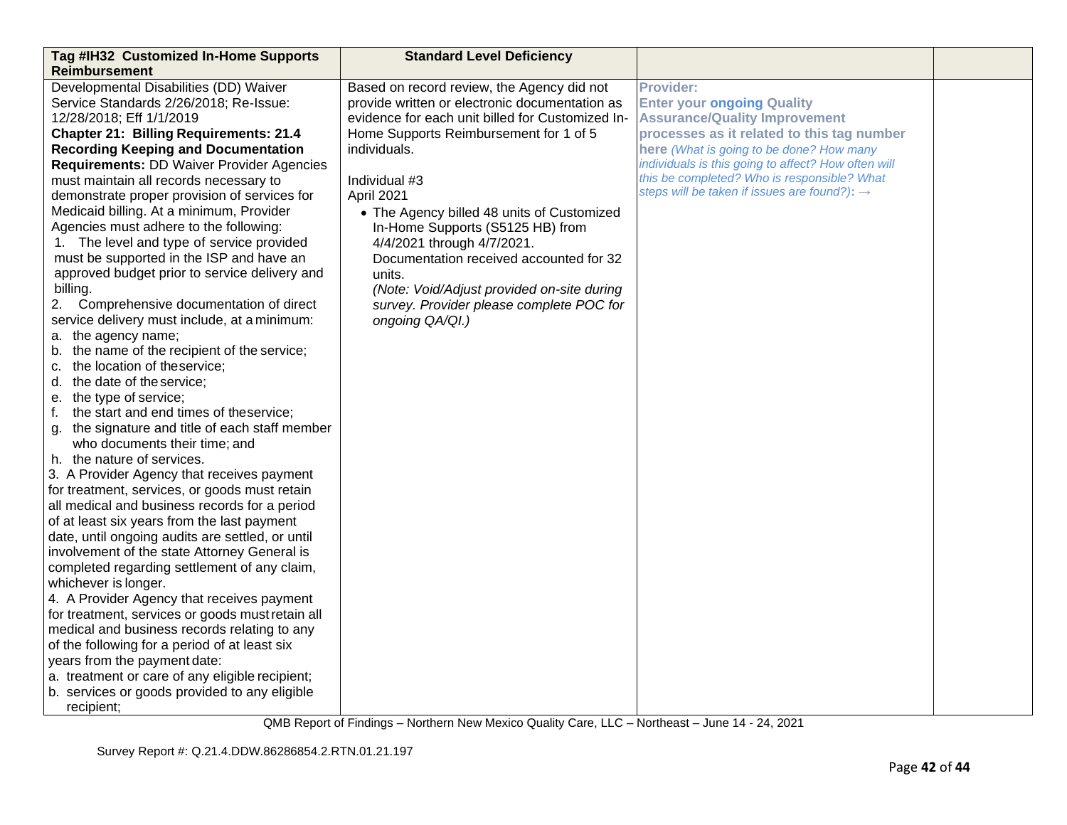| Tag #IH32 Customized In-Home Supports Reimbursement | Standard Level Deficiency | | |
|---|---|---|---|
| Developmental Disabilities (DD) Waiver Service Standards 2/26/2018; Re-Issue: 12/28/2018; Eff 1/1/2019<br>**Chapter 21: Billing Requirements: 21.4 Recording Keeping and Documentation Requirements:** DD Waiver Provider Agencies must maintain all records necessary to demonstrate proper provision of services for Medicaid billing. At a minimum, Provider Agencies must adhere to the following:<br>1. The level and type of service provided must be supported in the ISP and have an approved budget prior to service delivery and billing.<br>2. Comprehensive documentation of direct service delivery must include, at a minimum:<br>a. the agency name;<br>b. the name of the recipient of the service;<br>c. the location of the service;<br>d. the date of the service;<br>e. the type of service;<br>f. the start and end times of the service;<br>g. the signature and title of each staff member who documents their time; and<br>h. the nature of services.<br>3. A Provider Agency that receives payment for treatment, services, or goods must retain all medical and business records for a period of at least six years from the last payment date, until ongoing audits are settled, or until involvement of the state Attorney General is completed regarding settlement of any claim, whichever is longer.<br>4. A Provider Agency that receives payment for treatment, services or goods must retain all medical and business records relating to any of the following for a period of at least six years from the payment date:<br>a. treatment or care of any eligible recipient;<br>b. services or goods provided to any eligible recipient; | Based on record review, the Agency did not provide written or electronic documentation as evidence for each unit billed for Customized In-Home Supports Reimbursement for 1 of 5 individuals.<br><br>Individual #3<br>April 2021<br>• The Agency billed 48 units of Customized In-Home Supports (S5125 HB) from 4/4/2021 through 4/7/2021. Documentation received accounted for 32 units.<br>*(Note: Void/Adjust provided on-site during survey. Provider please complete POC for ongoing QA/QI.)* | **Provider:**<br>**Enter your ongoing Quality Assurance/Quality Improvement processes as it related to this tag number here** *(What is going to be done? How many individuals is this going to affect? How often will this be completed? Who is responsible? What steps will be taken if issues are found?)*: → | |

QMB Report of Findings – Northern New Mexico Quality Care, LLC – Northeast – June 14 - 24, 2021

Survey Report #: Q.21.4.DDW.86286854.2.RTN.01.21.197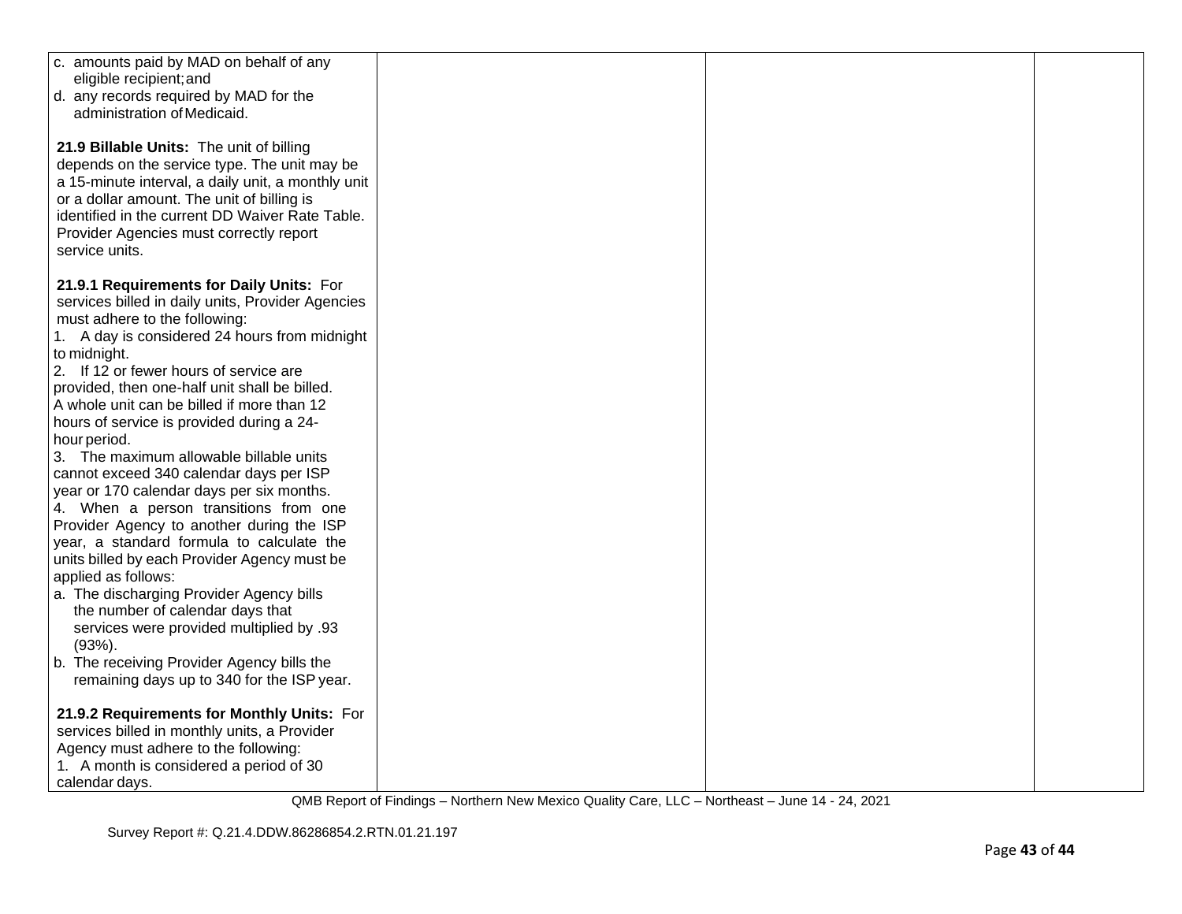| | | | |
|---|---|---|---|
| c. amounts paid by MAD on behalf of any eligible recipient; and<br>d. any records required by MAD for the administration of Medicaid.<br><br>**21.9 Billable Units:** The unit of billing depends on the service type. The unit may be a 15-minute interval, a daily unit, a monthly unit or a dollar amount. The unit of billing is identified in the current DD Waiver Rate Table. Provider Agencies must correctly report service units.<br><br>**21.9.1 Requirements for Daily Units:** For services billed in daily units, Provider Agencies must adhere to the following:<br>1. A day is considered 24 hours from midnight to midnight.<br>2. If 12 or fewer hours of service are provided, then one-half unit shall be billed. A whole unit can be billed if more than 12 hours of service is provided during a 24-hour period.<br>3. The maximum allowable billable units cannot exceed 340 calendar days per ISP year or 170 calendar days per six months.<br>4. When a person transitions from one Provider Agency to another during the ISP year, a standard formula to calculate the units billed by each Provider Agency must be applied as follows:<br>a. The discharging Provider Agency bills the number of calendar days that services were provided multiplied by .93 (93%).<br>b. The receiving Provider Agency bills the remaining days up to 340 for the ISP year.<br><br>**21.9.2 Requirements for Monthly Units:** For services billed in monthly units, a Provider Agency must adhere to the following:<br>1. A month is considered a period of 30 calendar days. | | | |

QMB Report of Findings – Northern New Mexico Quality Care, LLC – Northeast – June 14 - 24, 2021

Survey Report #: Q.21.4.DDW.86286854.2.RTN.01.21.197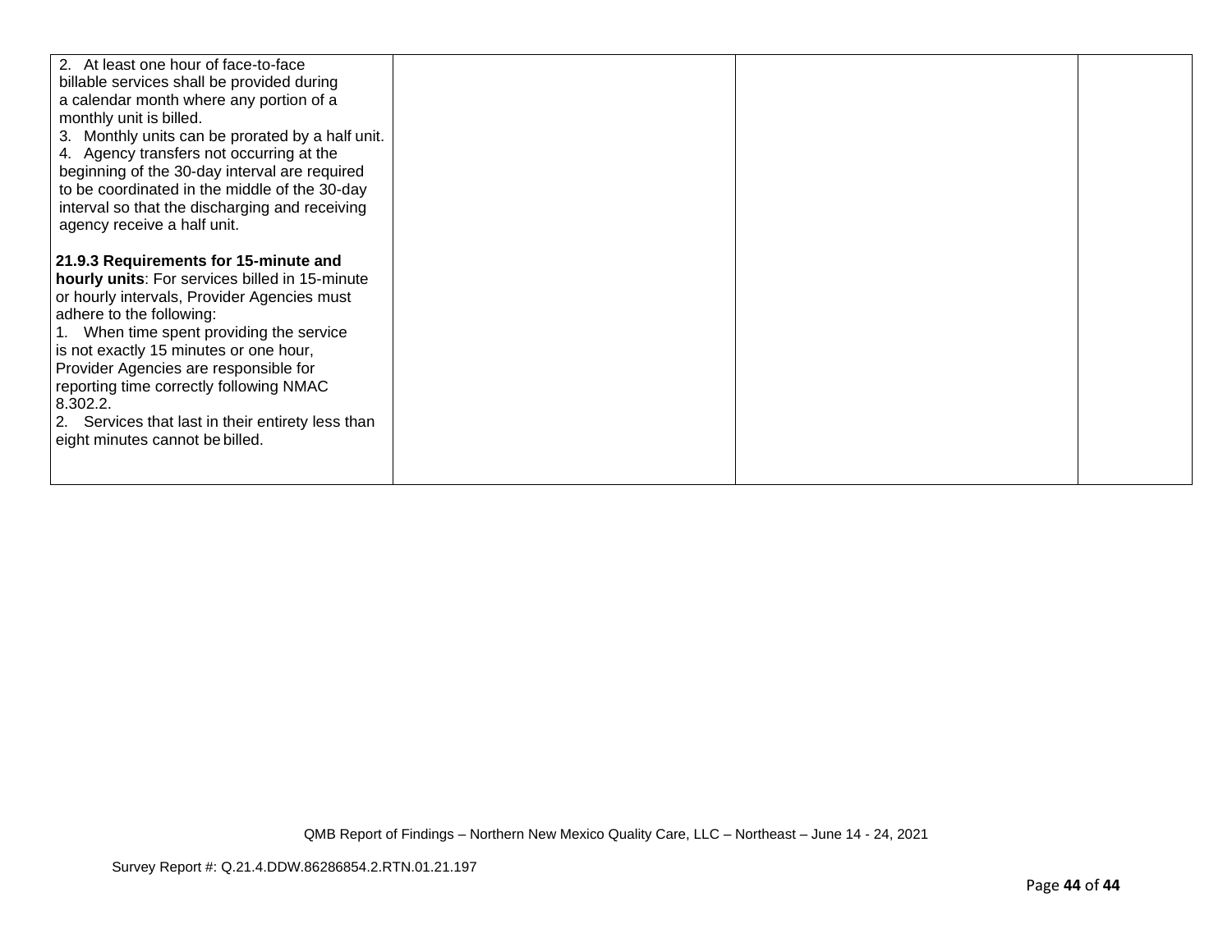| | | | |
|---|---|---|---|
| 2. At least one hour of face-to-face billable services shall be provided during a calendar month where any portion of a monthly unit is billed.<br>3. Monthly units can be prorated by a half unit.<br>4. Agency transfers not occurring at the beginning of the 30-day interval are required to be coordinated in the middle of the 30-day interval so that the discharging and receiving agency receive a half unit.<br><br>**21.9.3 Requirements for 15-minute and hourly units**: For services billed in 15-minute or hourly intervals, Provider Agencies must adhere to the following:<br>1. When time spent providing the service is not exactly 15 minutes or one hour, Provider Agencies are responsible for reporting time correctly following NMAC 8.302.2.<br>2. Services that last in their entirety less than eight minutes cannot be billed. | | | |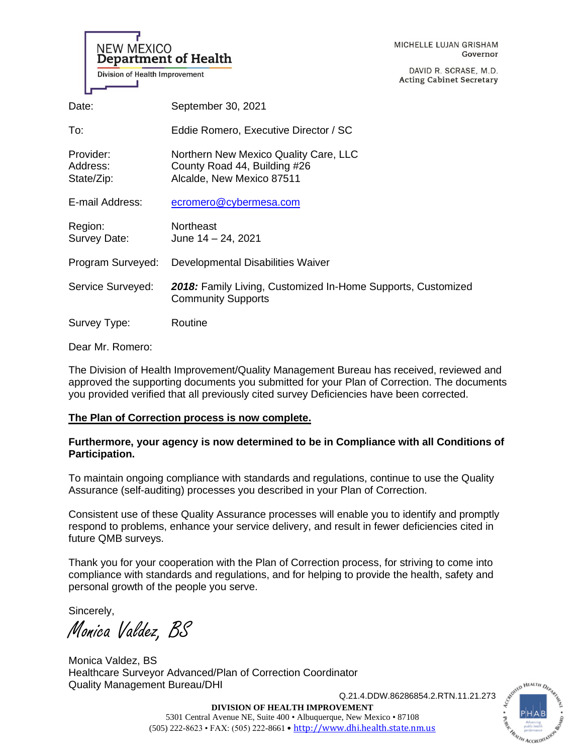NEW MEXICO
**Department of Health**
Division of Health Improvement

MICHELLE LUJAN GRISHAM
Governor

DAVID R. SCRASE, M.D.
Acting Cabinet Secretary

| | |
|---|---|
| Date: | September 30, 2021 |
| To: | Eddie Romero, Executive Director / SC |
| Provider:<br>Address:<br>State/Zip: | Northern New Mexico Quality Care, LLC<br>County Road 44, Building #26<br>Alcalde, New Mexico 87511 |
| E-mail Address: | ecromero@cybermesa.com |
| Region:<br>Survey Date: | Northeast<br>June 14 – 24, 2021 |
| Program Surveyed: | Developmental Disabilities Waiver |
| Service Surveyed: | ***2018:*** Family Living, Customized In-Home Supports, Customized Community Supports |
| Survey Type: | Routine |

Dear Mr. Romero:

The Division of Health Improvement/Quality Management Bureau has received, reviewed and approved the supporting documents you submitted for your Plan of Correction. The documents you provided verified that all previously cited survey Deficiencies have been corrected.

**The Plan of Correction process is now complete.**

**Furthermore, your agency is now determined to be in Compliance with all Conditions of Participation.**

To maintain ongoing compliance with standards and regulations, continue to use the Quality Assurance (self-auditing) processes you described in your Plan of Correction.

Consistent use of these Quality Assurance processes will enable you to identify and promptly respond to problems, enhance your service delivery, and result in fewer deficiencies cited in future QMB surveys.

Thank you for your cooperation with the Plan of Correction process, for striving to come into compliance with standards and regulations, and for helping to provide the health, safety and personal growth of the people you serve.

Sincerely,

*Monica Valdez, BS*

Monica Valdez, BS
Healthcare Surveyor Advanced/Plan of Correction Coordinator
Quality Management Bureau/DHI

Q.21.4.DDW.86286854.2.RTN.11.21.273

**DIVISION OF HEALTH IMPROVEMENT**
5301 Central Avenue NE, Suite 400 • Albuquerque, New Mexico • 87108
(505) 222-8623 • FAX: (505) 222-8661 • http://www.dhi.health.state.nm.us